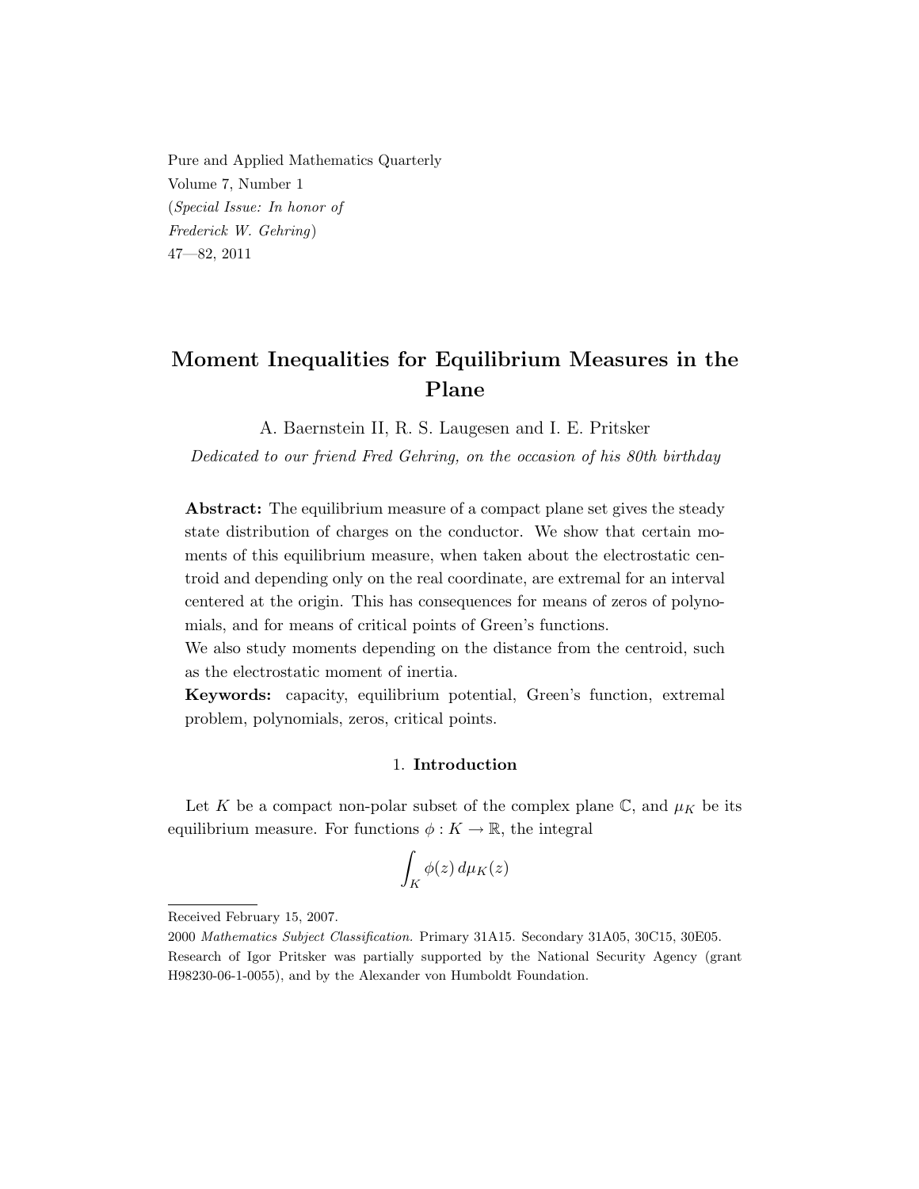Pure and Applied Mathematics Quarterly
Volume 7, Number 1
(*Special Issue: In honor of Frederick W. Gehring*)
47—82, 2011

# Moment Inequalities for Equilibrium Measures in the Plane

A. Baernstein II, R. S. Laugesen and I. E. Pritsker

*Dedicated to our friend Fred Gehring, on the occasion of his 80th birthday*

**Abstract:** The equilibrium measure of a compact plane set gives the steady state distribution of charges on the conductor. We show that certain moments of this equilibrium measure, when taken about the electrostatic centroid and depending only on the real coordinate, are extremal for an interval centered at the origin. This has consequences for means of zeros of polynomials, and for means of critical points of Green's functions.

We also study moments depending on the distance from the centroid, such as the electrostatic moment of inertia.

**Keywords:** capacity, equilibrium potential, Green's function, extremal problem, polynomials, zeros, critical points.

## 1. Introduction

Let $K$ be a compact non-polar subset of the complex plane $\mathbb{C}$, and $\mu_K$ be its equilibrium measure. For functions $\phi : K \to \mathbb{R}$, the integral

$$\int_K \phi(z)\, d\mu_K(z)$$

Received February 15, 2007.

2000 *Mathematics Subject Classification.* Primary 31A15. Secondary 31A05, 30C15, 30E05.

Research of Igor Pritsker was partially supported by the National Security Agency (grant H98230-06-1-0055), and by the Alexander von Humboldt Foundation.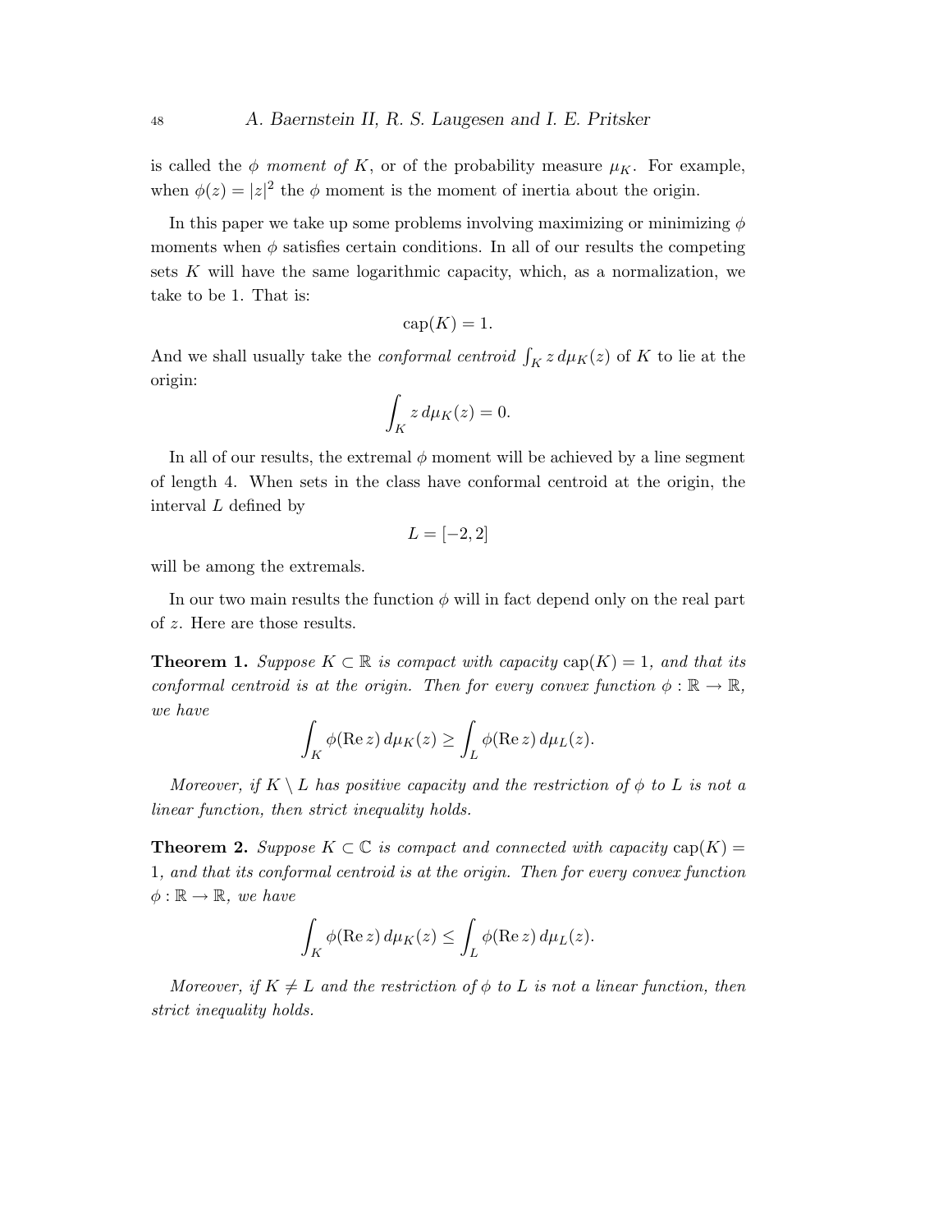is called the $\phi$ *moment of* $K$, or of the probability measure $\mu_K$. For example, when $\phi(z) = |z|^2$ the $\phi$ moment is the moment of inertia about the origin.

In this paper we take up some problems involving maximizing or minimizing $\phi$ moments when $\phi$ satisfies certain conditions. In all of our results the competing sets $K$ will have the same logarithmic capacity, which, as a normalization, we take to be 1. That is:

$$\operatorname{cap}(K) = 1.$$

And we shall usually take the *conformal centroid* $\int_K z\, d\mu_K(z)$ of $K$ to lie at the origin:

$$\int_K z\, d\mu_K(z) = 0.$$

In all of our results, the extremal $\phi$ moment will be achieved by a line segment of length 4. When sets in the class have conformal centroid at the origin, the interval $L$ defined by

$$L = [-2, 2]$$

will be among the extremals.

In our two main results the function $\phi$ will in fact depend only on the real part of $z$. Here are those results.

**Theorem 1.** *Suppose $K \subset \mathbb{R}$ is compact with capacity $\operatorname{cap}(K) = 1$, and that its conformal centroid is at the origin. Then for every convex function $\phi : \mathbb{R} \to \mathbb{R}$, we have*

$$\int_K \phi(\operatorname{Re} z)\, d\mu_K(z) \geq \int_L \phi(\operatorname{Re} z)\, d\mu_L(z).$$

*Moreover, if $K \setminus L$ has positive capacity and the restriction of $\phi$ to $L$ is not a linear function, then strict inequality holds.*

**Theorem 2.** *Suppose $K \subset \mathbb{C}$ is compact and connected with capacity $\operatorname{cap}(K) = 1$, and that its conformal centroid is at the origin. Then for every convex function $\phi : \mathbb{R} \to \mathbb{R}$, we have*

$$\int_K \phi(\operatorname{Re} z)\, d\mu_K(z) \leq \int_L \phi(\operatorname{Re} z)\, d\mu_L(z).$$

*Moreover, if $K \neq L$ and the restriction of $\phi$ to $L$ is not a linear function, then strict inequality holds.*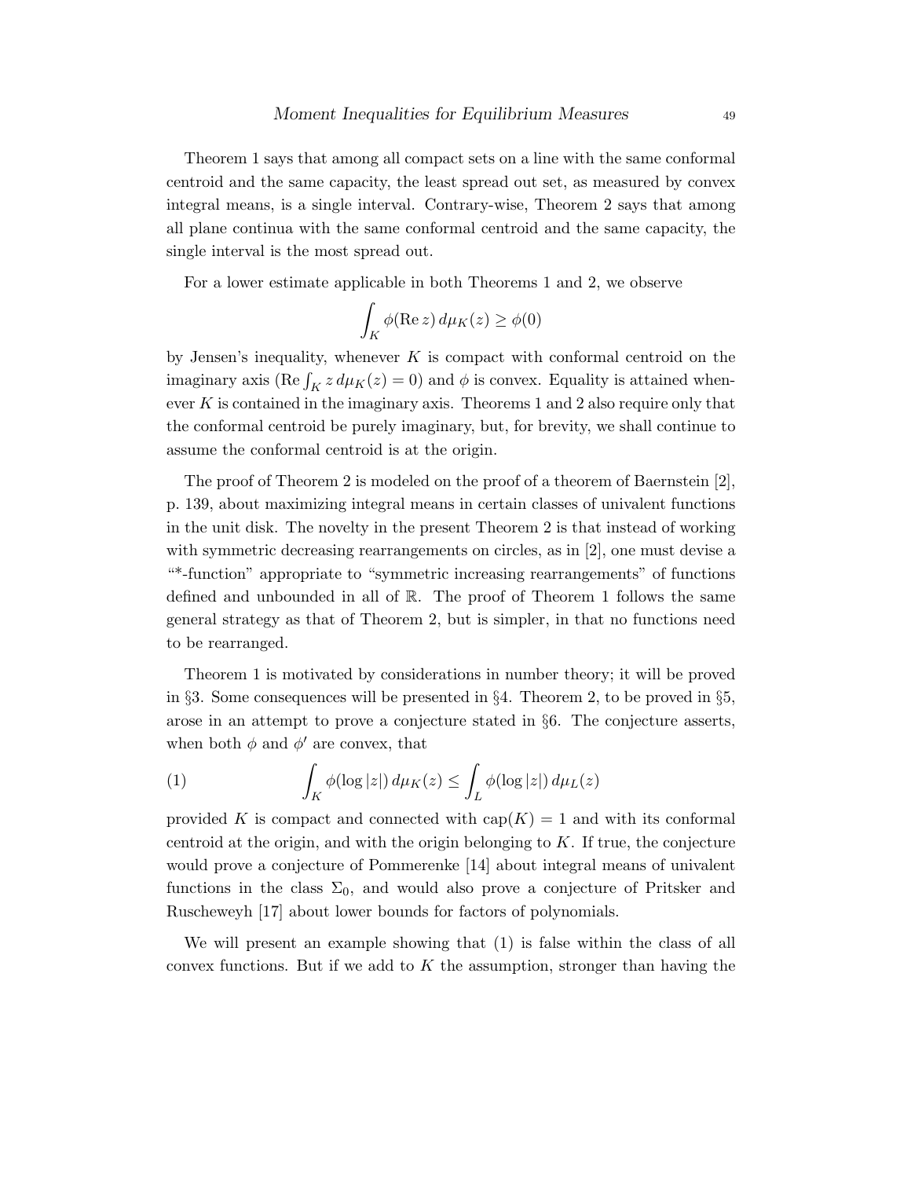Theorem 1 says that among all compact sets on a line with the same conformal centroid and the same capacity, the least spread out set, as measured by convex integral means, is a single interval. Contrary-wise, Theorem 2 says that among all plane continua with the same conformal centroid and the same capacity, the single interval is the most spread out.

For a lower estimate applicable in both Theorems 1 and 2, we observe

$$\int_K \phi(\operatorname{Re} z)\, d\mu_K(z) \geq \phi(0)$$

by Jensen's inequality, whenever $K$ is compact with conformal centroid on the imaginary axis ($\operatorname{Re} \int_K z\, d\mu_K(z) = 0$) and $\phi$ is convex. Equality is attained whenever $K$ is contained in the imaginary axis. Theorems 1 and 2 also require only that the conformal centroid be purely imaginary, but, for brevity, we shall continue to assume the conformal centroid is at the origin.

The proof of Theorem 2 is modeled on the proof of a theorem of Baernstein [2], p. 139, about maximizing integral means in certain classes of univalent functions in the unit disk. The novelty in the present Theorem 2 is that instead of working with symmetric decreasing rearrangements on circles, as in [2], one must devise a "*-function" appropriate to "symmetric increasing rearrangements" of functions defined and unbounded in all of $\mathbb{R}$. The proof of Theorem 1 follows the same general strategy as that of Theorem 2, but is simpler, in that no functions need to be rearranged.

Theorem 1 is motivated by considerations in number theory; it will be proved in §3. Some consequences will be presented in §4. Theorem 2, to be proved in §5, arose in an attempt to prove a conjecture stated in §6. The conjecture asserts, when both $\phi$ and $\phi'$ are convex, that

$$\int_K \phi(\log|z|)\, d\mu_K(z) \leq \int_L \phi(\log|z|)\, d\mu_L(z) \tag{1}$$

provided $K$ is compact and connected with $\operatorname{cap}(K) = 1$ and with its conformal centroid at the origin, and with the origin belonging to $K$. If true, the conjecture would prove a conjecture of Pommerenke [14] about integral means of univalent functions in the class $\Sigma_0$, and would also prove a conjecture of Pritsker and Ruscheweyh [17] about lower bounds for factors of polynomials.

We will present an example showing that (1) is false within the class of all convex functions. But if we add to $K$ the assumption, stronger than having the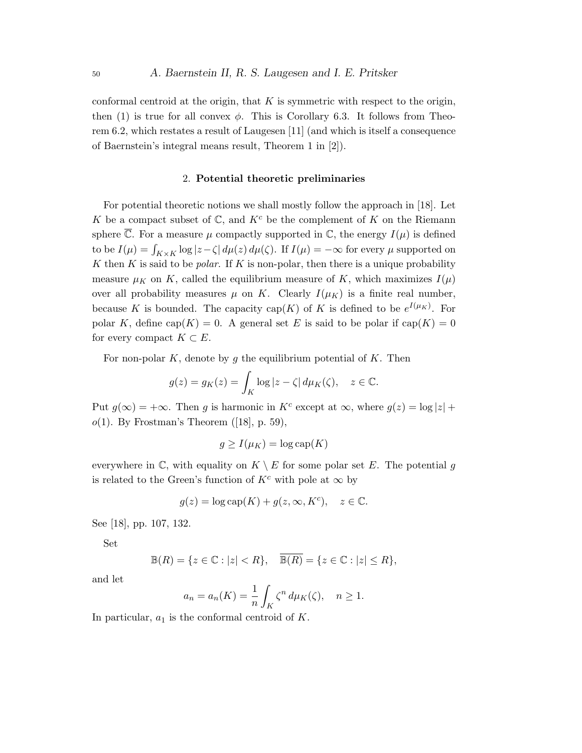conformal centroid at the origin, that $K$ is symmetric with respect to the origin, then (1) is true for all convex $\phi$. This is Corollary 6.3. It follows from Theorem 6.2, which restates a result of Laugesen [11] (and which is itself a consequence of Baernstein's integral means result, Theorem 1 in [2]).

## 2. **Potential theoretic preliminaries**

For potential theoretic notions we shall mostly follow the approach in [18]. Let $K$ be a compact subset of $\mathbb{C}$, and $K^c$ be the complement of $K$ on the Riemann sphere $\overline{\mathbb{C}}$. For a measure $\mu$ compactly supported in $\mathbb{C}$, the energy $I(\mu)$ is defined to be $I(\mu) = \int_{K\times K} \log|z-\zeta|\, d\mu(z)\, d\mu(\zeta)$. If $I(\mu) = -\infty$ for every $\mu$ supported on $K$ then $K$ is said to be *polar*. If $K$ is non-polar, then there is a unique probability measure $\mu_K$ on $K$, called the equilibrium measure of $K$, which maximizes $I(\mu)$ over all probability measures $\mu$ on $K$. Clearly $I(\mu_K)$ is a finite real number, because $K$ is bounded. The capacity $\operatorname{cap}(K)$ of $K$ is defined to be $e^{I(\mu_K)}$. For polar $K$, define $\operatorname{cap}(K) = 0$. A general set $E$ is said to be polar if $\operatorname{cap}(K) = 0$ for every compact $K \subset E$.

For non-polar $K$, denote by $g$ the equilibrium potential of $K$. Then

$$g(z) = g_K(z) = \int_K \log|z-\zeta|\, d\mu_K(\zeta), \quad z \in \mathbb{C}.$$

Put $g(\infty) = +\infty$. Then $g$ is harmonic in $K^c$ except at $\infty$, where $g(z) = \log|z| + o(1)$. By Frostman's Theorem ([18], p. 59),

$$g \geq I(\mu_K) = \log \operatorname{cap}(K)$$

everywhere in $\mathbb{C}$, with equality on $K \setminus E$ for some polar set $E$. The potential $g$ is related to the Green's function of $K^c$ with pole at $\infty$ by

$$g(z) = \log \operatorname{cap}(K) + g(z, \infty, K^c), \quad z \in \mathbb{C}.$$

See [18], pp. 107, 132.

Set

$$\mathbb{B}(R) = \{z \in \mathbb{C} : |z| < R\}, \quad \overline{\mathbb{B}(R)} = \{z \in \mathbb{C} : |z| \leq R\},$$

and let

$$a_n = a_n(K) = \frac{1}{n}\int_K \zeta^n\, d\mu_K(\zeta), \quad n \geq 1.$$

In particular, $a_1$ is the conformal centroid of $K$.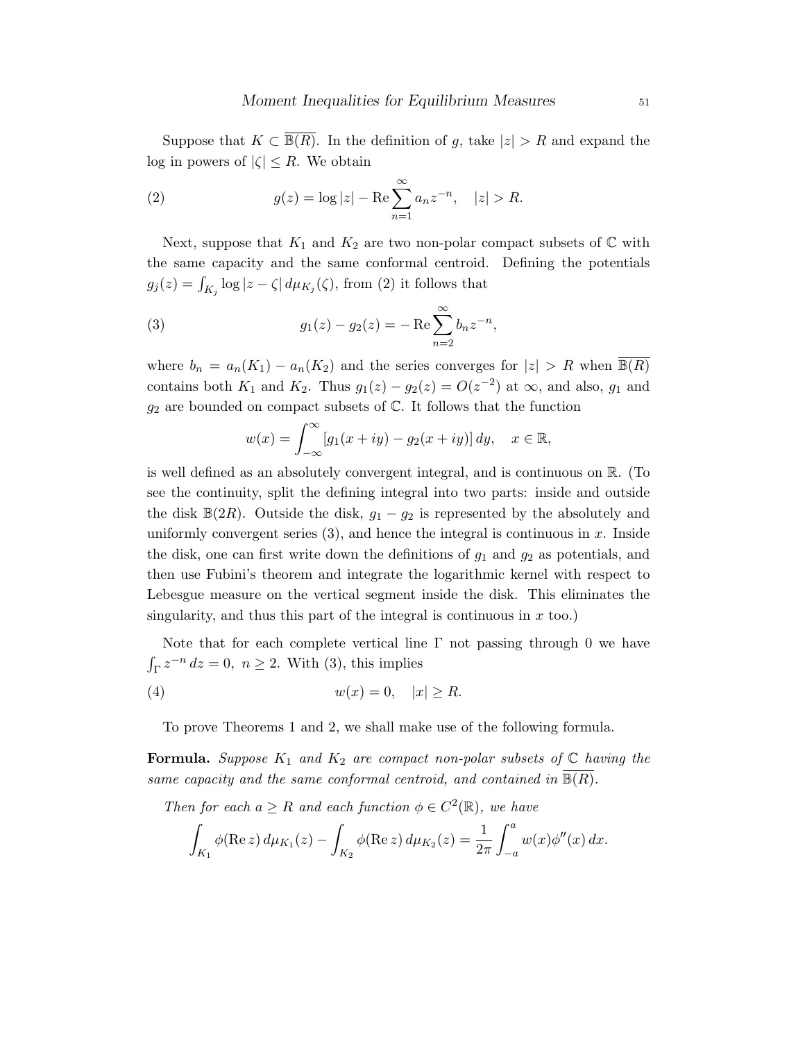Suppose that $K \subset \overline{\mathbb{B}(R)}$. In the definition of $g$, take $|z| > R$ and expand the log in powers of $|\zeta| \leq R$. We obtain

$$g(z) = \log|z| - \operatorname{Re}\sum_{n=1}^{\infty} a_n z^{-n}, \quad |z| > R. \tag{2}$$

Next, suppose that $K_1$ and $K_2$ are two non-polar compact subsets of $\mathbb{C}$ with the same capacity and the same conformal centroid. Defining the potentials $g_j(z) = \int_{K_j} \log|z-\zeta|\, d\mu_{K_j}(\zeta)$, from (2) it follows that

$$g_1(z) - g_2(z) = -\operatorname{Re}\sum_{n=2}^{\infty} b_n z^{-n}, \tag{3}$$

where $b_n = a_n(K_1) - a_n(K_2)$ and the series converges for $|z| > R$ when $\overline{\mathbb{B}(R)}$ contains both $K_1$ and $K_2$. Thus $g_1(z) - g_2(z) = O(z^{-2})$ at $\infty$, and also, $g_1$ and $g_2$ are bounded on compact subsets of $\mathbb{C}$. It follows that the function

$$w(x) = \int_{-\infty}^{\infty} [g_1(x+iy) - g_2(x+iy)]\, dy, \quad x \in \mathbb{R},$$

is well defined as an absolutely convergent integral, and is continuous on $\mathbb{R}$. (To see the continuity, split the defining integral into two parts: inside and outside the disk $\mathbb{B}(2R)$. Outside the disk, $g_1 - g_2$ is represented by the absolutely and uniformly convergent series (3), and hence the integral is continuous in $x$. Inside the disk, one can first write down the definitions of $g_1$ and $g_2$ as potentials, and then use Fubini's theorem and integrate the logarithmic kernel with respect to Lebesgue measure on the vertical segment inside the disk. This eliminates the singularity, and thus this part of the integral is continuous in $x$ too.)

Note that for each complete vertical line $\Gamma$ not passing through 0 we have $\int_\Gamma z^{-n}\, dz = 0,\ n \geq 2$. With (3), this implies

$$w(x) = 0, \quad |x| \geq R. \tag{4}$$

To prove Theorems 1 and 2, we shall make use of the following formula.

**Formula.** *Suppose $K_1$ and $K_2$ are compact non-polar subsets of $\mathbb{C}$ having the same capacity and the same conformal centroid, and contained in $\overline{\mathbb{B}(R)}$.*

*Then for each $a \geq R$ and each function $\phi \in C^2(\mathbb{R})$, we have*

$$\int_{K_1} \phi(\operatorname{Re} z)\, d\mu_{K_1}(z) - \int_{K_2} \phi(\operatorname{Re} z)\, d\mu_{K_2}(z) = \frac{1}{2\pi}\int_{-a}^{a} w(x)\phi''(x)\, dx.$$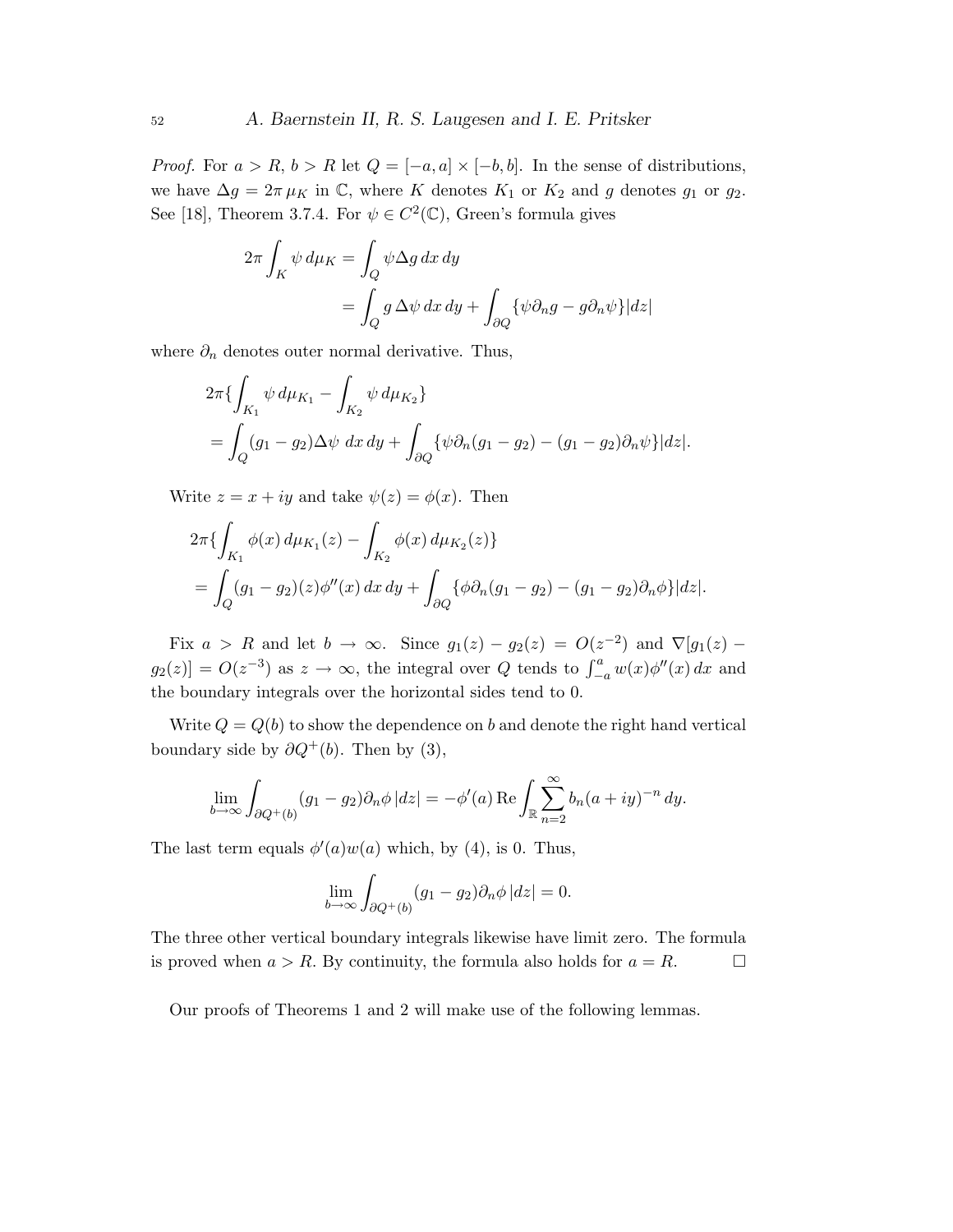*Proof.* For $a > R$, $b > R$ let $Q = [-a, a] \times [-b, b]$. In the sense of distributions, we have $\Delta g = 2\pi \, \mu_K$ in $\mathbb{C}$, where $K$ denotes $K_1$ or $K_2$ and $g$ denotes $g_1$ or $g_2$. See [18], Theorem 3.7.4. For $\psi \in C^2(\mathbb{C})$, Green's formula gives

$$
\begin{aligned}
2\pi \int_K \psi \, d\mu_K &= \int_Q \psi \Delta g \, dx \, dy \\
&= \int_Q g \, \Delta\psi \, dx \, dy + \int_{\partial Q} \{\psi \partial_n g - g \partial_n \psi\} |dz|
\end{aligned}
$$

where $\partial_n$ denotes outer normal derivative. Thus,

$$
\begin{aligned}
&2\pi \{ \int_{K_1} \psi \, d\mu_{K_1} - \int_{K_2} \psi \, d\mu_{K_2} \} \\
&= \int_Q (g_1 - g_2) \Delta\psi \; dx \, dy + \int_{\partial Q} \{\psi \partial_n (g_1 - g_2) - (g_1 - g_2) \partial_n \psi\} |dz|.
\end{aligned}
$$

Write $z = x + iy$ and take $\psi(z) = \phi(x)$. Then

$$
\begin{aligned}
&2\pi \{ \int_{K_1} \phi(x) \, d\mu_{K_1}(z) - \int_{K_2} \phi(x) \, d\mu_{K_2}(z) \} \\
&= \int_Q (g_1 - g_2)(z) \phi''(x) \, dx \, dy + \int_{\partial Q} \{\phi \partial_n (g_1 - g_2) - (g_1 - g_2) \partial_n \phi\} |dz|.
\end{aligned}
$$

Fix $a > R$ and let $b \to \infty$. Since $g_1(z) - g_2(z) = O(z^{-2})$ and $\nabla[g_1(z) - g_2(z)] = O(z^{-3})$ as $z \to \infty$, the integral over $Q$ tends to $\int_{-a}^{a} w(x) \phi''(x) \, dx$ and the boundary integrals over the horizontal sides tend to 0.

Write $Q = Q(b)$ to show the dependence on $b$ and denote the right hand vertical boundary side by $\partial Q^+(b)$. Then by (3),

$$
\lim_{b \to \infty} \int_{\partial Q^+(b)} (g_1 - g_2) \partial_n \phi \, |dz| = -\phi'(a) \operatorname{Re} \int_{\mathbb{R}} \sum_{n=2}^{\infty} b_n (a + iy)^{-n} \, dy.
$$

The last term equals $\phi'(a) w(a)$ which, by (4), is 0. Thus,

$$
\lim_{b \to \infty} \int_{\partial Q^+(b)} (g_1 - g_2) \partial_n \phi \, |dz| = 0.
$$

The three other vertical boundary integrals likewise have limit zero. The formula is proved when $a > R$. By continuity, the formula also holds for $a = R$. $\square$

Our proofs of Theorems 1 and 2 will make use of the following lemmas.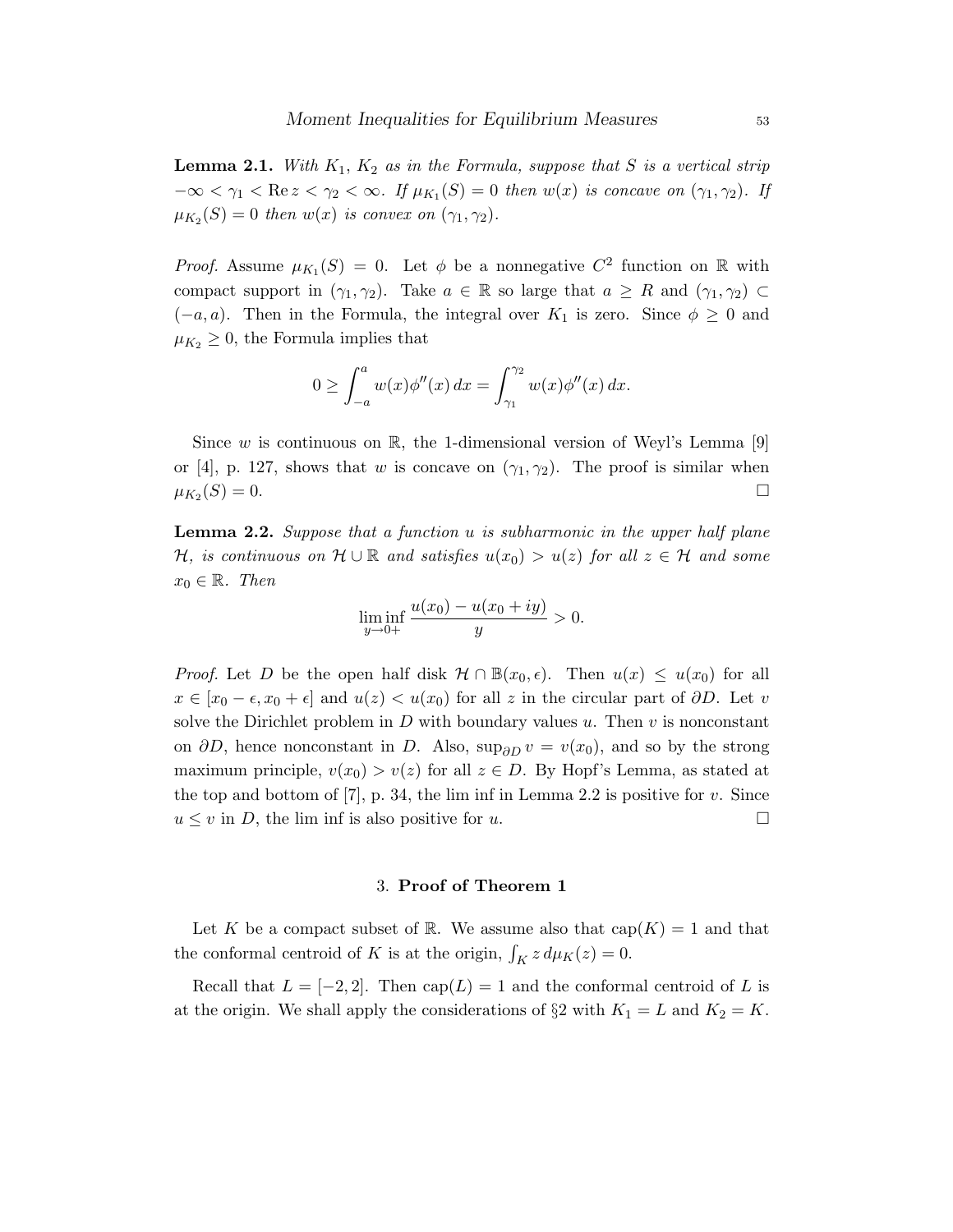**Lemma 2.1.** *With $K_1$, $K_2$ as in the Formula, suppose that $S$ is a vertical strip $-\infty < \gamma_1 < \operatorname{Re} z < \gamma_2 < \infty$. If $\mu_{K_1}(S) = 0$ then $w(x)$ is concave on $(\gamma_1, \gamma_2)$. If $\mu_{K_2}(S) = 0$ then $w(x)$ is convex on $(\gamma_1, \gamma_2)$.*

*Proof.* Assume $\mu_{K_1}(S) = 0$. Let $\phi$ be a nonnegative $C^2$ function on $\mathbb{R}$ with compact support in $(\gamma_1, \gamma_2)$. Take $a \in \mathbb{R}$ so large that $a \geq R$ and $(\gamma_1, \gamma_2) \subset (-a, a)$. Then in the Formula, the integral over $K_1$ is zero. Since $\phi \geq 0$ and $\mu_{K_2} \geq 0$, the Formula implies that

$$0 \geq \int_{-a}^{a} w(x)\phi''(x)\,dx = \int_{\gamma_1}^{\gamma_2} w(x)\phi''(x)\,dx.$$

Since $w$ is continuous on $\mathbb{R}$, the 1-dimensional version of Weyl's Lemma [9] or [4], p. 127, shows that $w$ is concave on $(\gamma_1, \gamma_2)$. The proof is similar when $\mu_{K_2}(S) = 0$. $\square$

**Lemma 2.2.** *Suppose that a function $u$ is subharmonic in the upper half plane $\mathcal{H}$, is continuous on $\mathcal{H} \cup \mathbb{R}$ and satisfies $u(x_0) > u(z)$ for all $z \in \mathcal{H}$ and some $x_0 \in \mathbb{R}$. Then*

$$\liminf_{y \to 0+} \frac{u(x_0) - u(x_0 + iy)}{y} > 0.$$

*Proof.* Let $D$ be the open half disk $\mathcal{H} \cap \mathbb{B}(x_0, \epsilon)$. Then $u(x) \leq u(x_0)$ for all $x \in [x_0 - \epsilon, x_0 + \epsilon]$ and $u(z) < u(x_0)$ for all $z$ in the circular part of $\partial D$. Let $v$ solve the Dirichlet problem in $D$ with boundary values $u$. Then $v$ is nonconstant on $\partial D$, hence nonconstant in $D$. Also, $\sup_{\partial D} v = v(x_0)$, and so by the strong maximum principle, $v(x_0) > v(z)$ for all $z \in D$. By Hopf's Lemma, as stated at the top and bottom of [7], p. 34, the lim inf in Lemma 2.2 is positive for $v$. Since $u \leq v$ in $D$, the lim inf is also positive for $u$. $\square$

## 3. **Proof of Theorem 1**

Let $K$ be a compact subset of $\mathbb{R}$. We assume also that $\operatorname{cap}(K) = 1$ and that the conformal centroid of $K$ is at the origin, $\int_K z\,d\mu_K(z) = 0$.

Recall that $L = [-2, 2]$. Then $\operatorname{cap}(L) = 1$ and the conformal centroid of $L$ is at the origin. We shall apply the considerations of §2 with $K_1 = L$ and $K_2 = K$.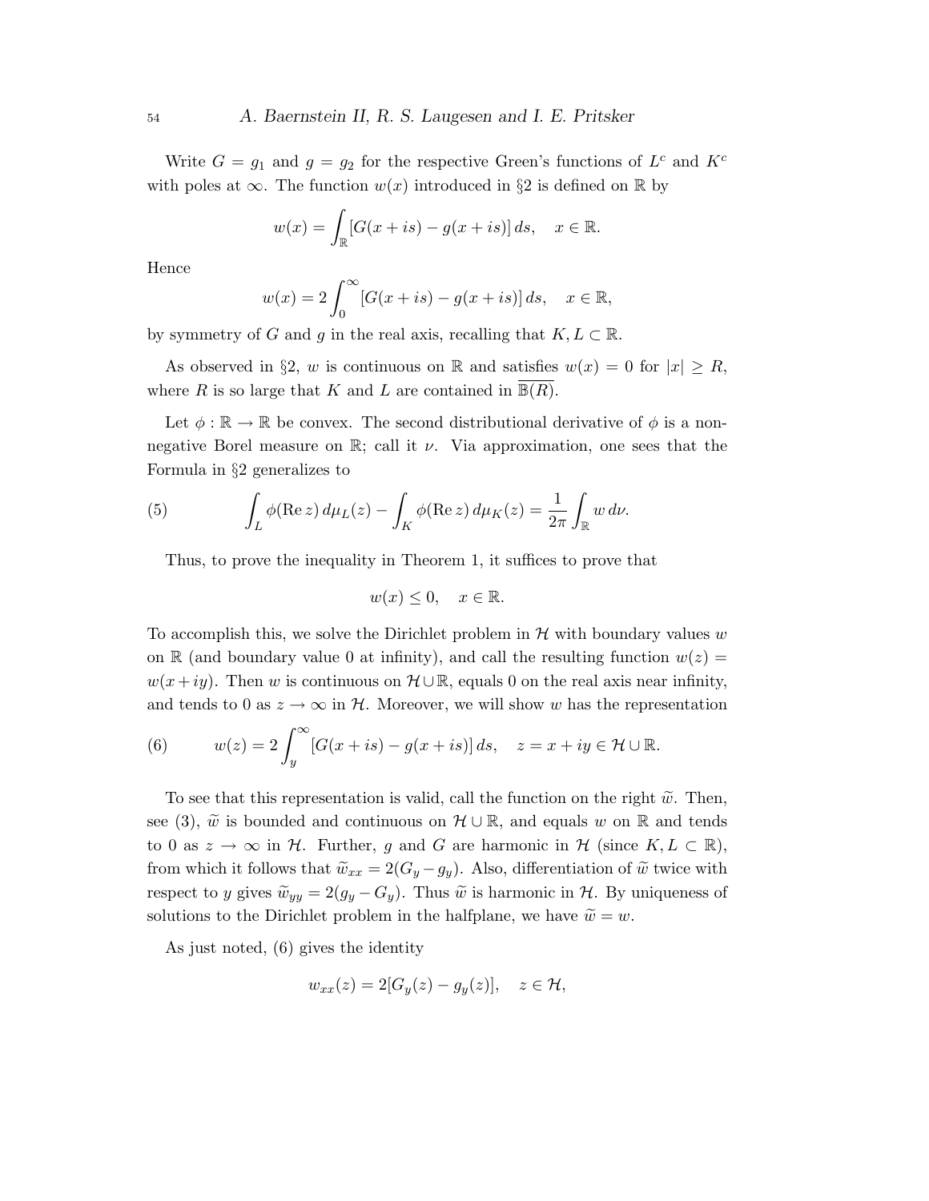Write $G = g_1$ and $g = g_2$ for the respective Green's functions of $L^c$ and $K^c$ with poles at $\infty$. The function $w(x)$ introduced in §2 is defined on $\mathbb{R}$ by

$$w(x) = \int_{\mathbb{R}} [G(x+is) - g(x+is)]\, ds, \quad x \in \mathbb{R}.$$

Hence

$$w(x) = 2\int_0^\infty [G(x+is) - g(x+is)]\, ds, \quad x \in \mathbb{R},$$

by symmetry of $G$ and $g$ in the real axis, recalling that $K, L \subset \mathbb{R}$.

As observed in §2, $w$ is continuous on $\mathbb{R}$ and satisfies $w(x) = 0$ for $|x| \geq R$, where $R$ is so large that $K$ and $L$ are contained in $\overline{\mathbb{B}(R)}$.

Let $\phi : \mathbb{R} \to \mathbb{R}$ be convex. The second distributional derivative of $\phi$ is a nonnegative Borel measure on $\mathbb{R}$; call it $\nu$. Via approximation, one sees that the Formula in §2 generalizes to

$$\int_L \phi(\operatorname{Re} z)\, d\mu_L(z) - \int_K \phi(\operatorname{Re} z)\, d\mu_K(z) = \frac{1}{2\pi}\int_{\mathbb{R}} w\, d\nu. \tag{5}$$

Thus, to prove the inequality in Theorem 1, it suffices to prove that

$$w(x) \leq 0, \quad x \in \mathbb{R}.$$

To accomplish this, we solve the Dirichlet problem in $\mathcal{H}$ with boundary values $w$ on $\mathbb{R}$ (and boundary value 0 at infinity), and call the resulting function $w(z) = w(x+iy)$. Then $w$ is continuous on $\mathcal{H} \cup \mathbb{R}$, equals 0 on the real axis near infinity, and tends to 0 as $z \to \infty$ in $\mathcal{H}$. Moreover, we will show $w$ has the representation

$$w(z) = 2\int_y^\infty [G(x+is) - g(x+is)]\, ds, \quad z = x+iy \in \mathcal{H} \cup \mathbb{R}. \tag{6}$$

To see that this representation is valid, call the function on the right $\widetilde{w}$. Then, see (3), $\widetilde{w}$ is bounded and continuous on $\mathcal{H} \cup \mathbb{R}$, and equals $w$ on $\mathbb{R}$ and tends to 0 as $z \to \infty$ in $\mathcal{H}$. Further, $g$ and $G$ are harmonic in $\mathcal{H}$ (since $K, L \subset \mathbb{R}$), from which it follows that $\widetilde{w}_{xx} = 2(G_y - g_y)$. Also, differentiation of $\widetilde{w}$ twice with respect to $y$ gives $\widetilde{w}_{yy} = 2(g_y - G_y)$. Thus $\widetilde{w}$ is harmonic in $\mathcal{H}$. By uniqueness of solutions to the Dirichlet problem in the halfplane, we have $\widetilde{w} = w$.

As just noted, (6) gives the identity

$$w_{xx}(z) = 2[G_y(z) - g_y(z)], \quad z \in \mathcal{H},$$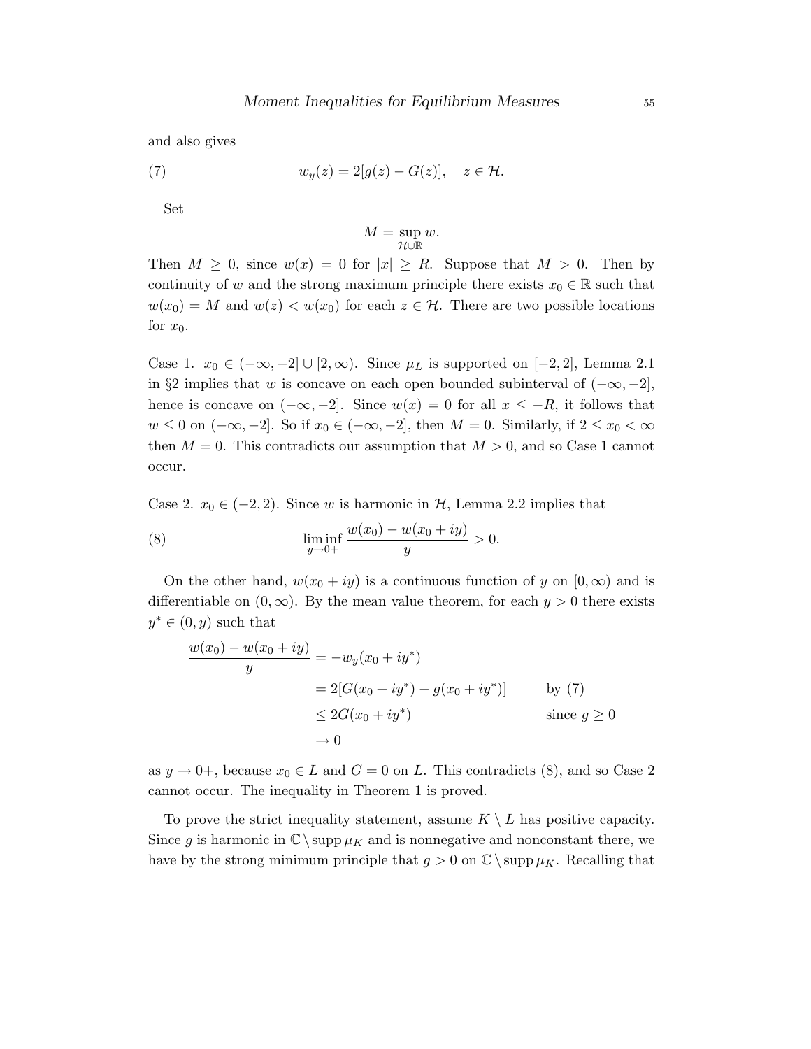and also gives

$$w_y(z) = 2[g(z) - G(z)], \quad z \in \mathcal{H}. \tag{7}$$

Set

$$M = \sup_{\mathcal{H} \cup \mathbb{R}} w.$$

Then $M \geq 0$, since $w(x) = 0$ for $|x| \geq R$. Suppose that $M > 0$. Then by continuity of $w$ and the strong maximum principle there exists $x_0 \in \mathbb{R}$ such that $w(x_0) = M$ and $w(z) < w(x_0)$ for each $z \in \mathcal{H}$. There are two possible locations for $x_0$.

Case 1. $x_0 \in (-\infty, -2] \cup [2, \infty)$. Since $\mu_L$ is supported on $[-2, 2]$, Lemma 2.1 in §2 implies that $w$ is concave on each open bounded subinterval of $(-\infty, -2]$, hence is concave on $(-\infty, -2]$. Since $w(x) = 0$ for all $x \leq -R$, it follows that $w \leq 0$ on $(-\infty, -2]$. So if $x_0 \in (-\infty, -2]$, then $M = 0$. Similarly, if $2 \leq x_0 < \infty$ then $M = 0$. This contradicts our assumption that $M > 0$, and so Case 1 cannot occur.

Case 2. $x_0 \in (-2, 2)$. Since $w$ is harmonic in $\mathcal{H}$, Lemma 2.2 implies that

$$\liminf_{y \to 0+} \frac{w(x_0) - w(x_0 + iy)}{y} > 0. \tag{8}$$

On the other hand, $w(x_0 + iy)$ is a continuous function of $y$ on $[0, \infty)$ and is differentiable on $(0, \infty)$. By the mean value theorem, for each $y > 0$ there exists $y^* \in (0, y)$ such that

$$\begin{aligned}
\frac{w(x_0) - w(x_0 + iy)}{y} &= -w_y(x_0 + iy^*) \\
&= 2[G(x_0 + iy^*) - g(x_0 + iy^*)] \qquad \text{by (7)} \\
&\leq 2G(x_0 + iy^*) \qquad \text{since } g \geq 0 \\
&\to 0
\end{aligned}$$

as $y \to 0+$, because $x_0 \in L$ and $G = 0$ on $L$. This contradicts (8), and so Case 2 cannot occur. The inequality in Theorem 1 is proved.

To prove the strict inequality statement, assume $K \setminus L$ has positive capacity. Since $g$ is harmonic in $\mathbb{C} \setminus \operatorname{supp} \mu_K$ and is nonnegative and nonconstant there, we have by the strong minimum principle that $g > 0$ on $\mathbb{C} \setminus \operatorname{supp} \mu_K$. Recalling that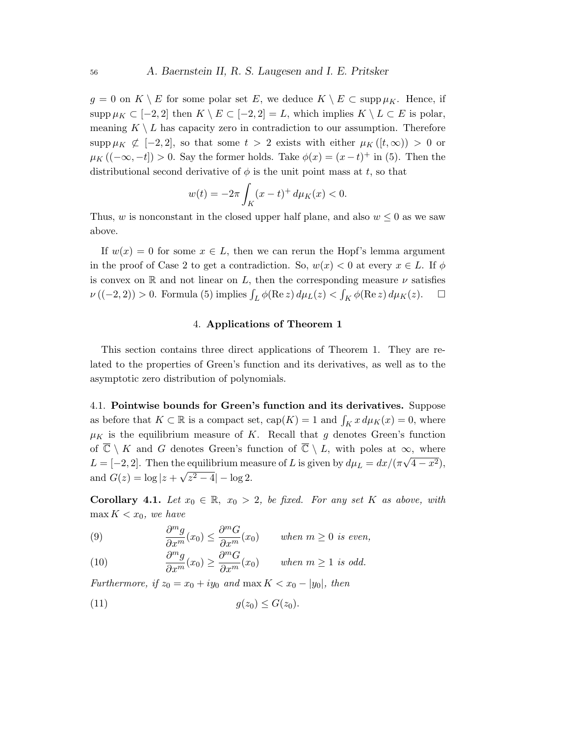$g = 0$ on $K \setminus E$ for some polar set $E$, we deduce $K \setminus E \subset \operatorname{supp} \mu_K$. Hence, if $\operatorname{supp} \mu_K \subset [-2, 2]$ then $K \setminus E \subset [-2, 2] = L$, which implies $K \setminus L \subset E$ is polar, meaning $K \setminus L$ has capacity zero in contradiction to our assumption. Therefore $\operatorname{supp} \mu_K \not\subset [-2, 2]$, so that some $t > 2$ exists with either $\mu_K([t, \infty)) > 0$ or $\mu_K((-\infty, -t]) > 0$. Say the former holds. Take $\phi(x) = (x - t)^+$ in (5). Then the distributional second derivative of $\phi$ is the unit point mass at $t$, so that

$$w(t) = -2\pi \int_K (x - t)^+ \, d\mu_K(x) < 0.$$

Thus, $w$ is nonconstant in the closed upper half plane, and also $w \le 0$ as we saw above.

If $w(x) = 0$ for some $x \in L$, then we can rerun the Hopf's lemma argument in the proof of Case 2 to get a contradiction. So, $w(x) < 0$ at every $x \in L$. If $\phi$ is convex on $\mathbb{R}$ and not linear on $L$, then the corresponding measure $\nu$ satisfies $\nu((-2, 2)) > 0$. Formula (5) implies $\int_L \phi(\operatorname{Re} z) \, d\mu_L(z) < \int_K \phi(\operatorname{Re} z) \, d\mu_K(z)$. $\square$

## 4. Applications of Theorem 1

This section contains three direct applications of Theorem 1. They are related to the properties of Green's function and its derivatives, as well as to the asymptotic zero distribution of polynomials.

**4.1. Pointwise bounds for Green's function and its derivatives.** Suppose as before that $K \subset \mathbb{R}$ is a compact set, $\operatorname{cap}(K) = 1$ and $\int_K x \, d\mu_K(x) = 0$, where $\mu_K$ is the equilibrium measure of $K$. Recall that $g$ denotes Green's function of $\overline{\mathbb{C}} \setminus K$ and $G$ denotes Green's function of $\overline{\mathbb{C}} \setminus L$, with poles at $\infty$, where $L = [-2, 2]$. Then the equilibrium measure of $L$ is given by $d\mu_L = dx/(\pi\sqrt{4 - x^2})$, and $G(z) = \log|z + \sqrt{z^2 - 4}| - \log 2$.

**Corollary 4.1.** *Let $x_0 \in \mathbb{R}$, $x_0 > 2$, be fixed. For any set $K$ as above, with $\max K < x_0$, we have*

$$\frac{\partial^m g}{\partial x^m}(x_0) \le \frac{\partial^m G}{\partial x^m}(x_0) \qquad \textit{when } m \ge 0 \textit{ is even,} \tag{9}$$

$$\frac{\partial^m g}{\partial x^m}(x_0) \ge \frac{\partial^m G}{\partial x^m}(x_0) \qquad \textit{when } m \ge 1 \textit{ is odd.} \tag{10}$$

*Furthermore, if $z_0 = x_0 + iy_0$ and $\max K < x_0 - |y_0|$, then*

$$g(z_0) \le G(z_0). \tag{11}$$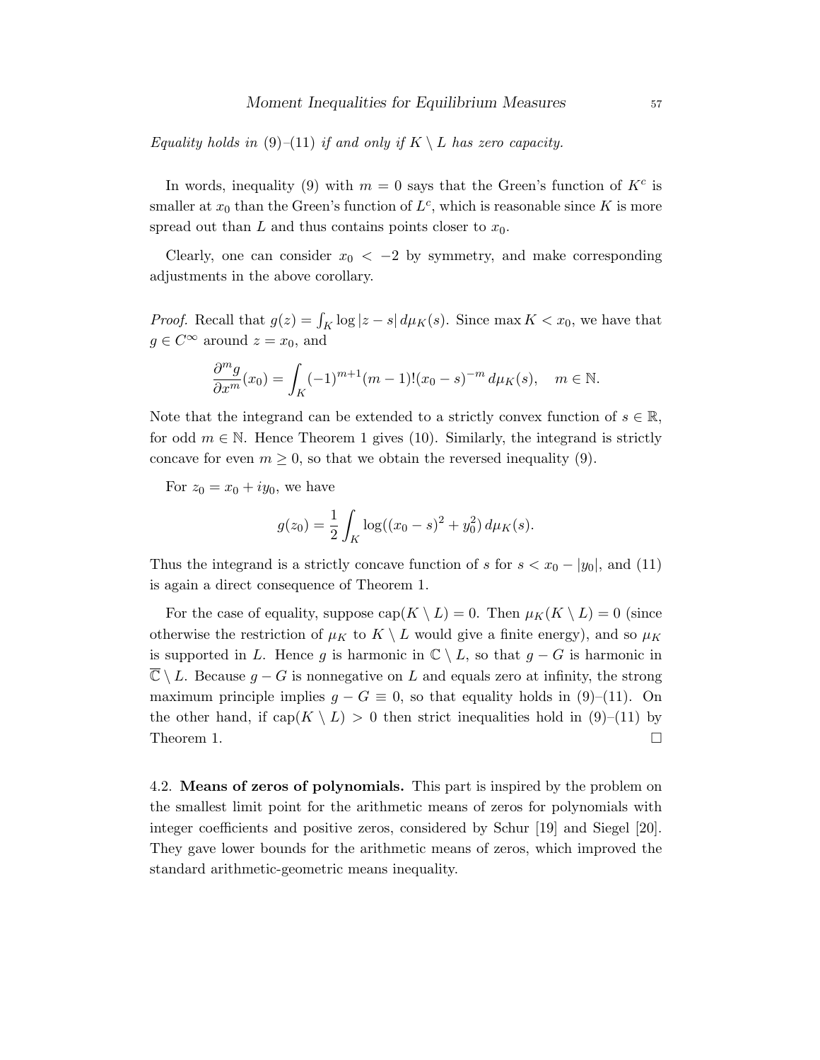*Equality holds in* (9)–(11) *if and only if* $K \setminus L$ *has zero capacity.*

In words, inequality (9) with $m = 0$ says that the Green's function of $K^c$ is smaller at $x_0$ than the Green's function of $L^c$, which is reasonable since $K$ is more spread out than $L$ and thus contains points closer to $x_0$.

Clearly, one can consider $x_0 < -2$ by symmetry, and make corresponding adjustments in the above corollary.

*Proof.* Recall that $g(z) = \int_K \log |z - s| \, d\mu_K(s)$. Since $\max K < x_0$, we have that $g \in C^\infty$ around $z = x_0$, and

$$\frac{\partial^m g}{\partial x^m}(x_0) = \int_K (-1)^{m+1}(m-1)!(x_0 - s)^{-m} \, d\mu_K(s), \quad m \in \mathbb{N}.$$

Note that the integrand can be extended to a strictly convex function of $s \in \mathbb{R}$, for odd $m \in \mathbb{N}$. Hence Theorem 1 gives (10). Similarly, the integrand is strictly concave for even $m \geq 0$, so that we obtain the reversed inequality (9).

For $z_0 = x_0 + iy_0$, we have

$$g(z_0) = \frac{1}{2} \int_K \log((x_0 - s)^2 + y_0^2) \, d\mu_K(s).$$

Thus the integrand is a strictly concave function of $s$ for $s < x_0 - |y_0|$, and (11) is again a direct consequence of Theorem 1.

For the case of equality, suppose $\mathrm{cap}(K \setminus L) = 0$. Then $\mu_K(K \setminus L) = 0$ (since otherwise the restriction of $\mu_K$ to $K \setminus L$ would give a finite energy), and so $\mu_K$ is supported in $L$. Hence $g$ is harmonic in $\mathbb{C} \setminus L$, so that $g - G$ is harmonic in $\overline{\mathbb{C}} \setminus L$. Because $g - G$ is nonnegative on $L$ and equals zero at infinity, the strong maximum principle implies $g - G \equiv 0$, so that equality holds in (9)–(11). On the other hand, if $\mathrm{cap}(K \setminus L) > 0$ then strict inequalities hold in (9)–(11) by Theorem 1. $\square$

4.2. **Means of zeros of polynomials.** This part is inspired by the problem on the smallest limit point for the arithmetic means of zeros for polynomials with integer coefficients and positive zeros, considered by Schur [19] and Siegel [20]. They gave lower bounds for the arithmetic means of zeros, which improved the standard arithmetic-geometric means inequality.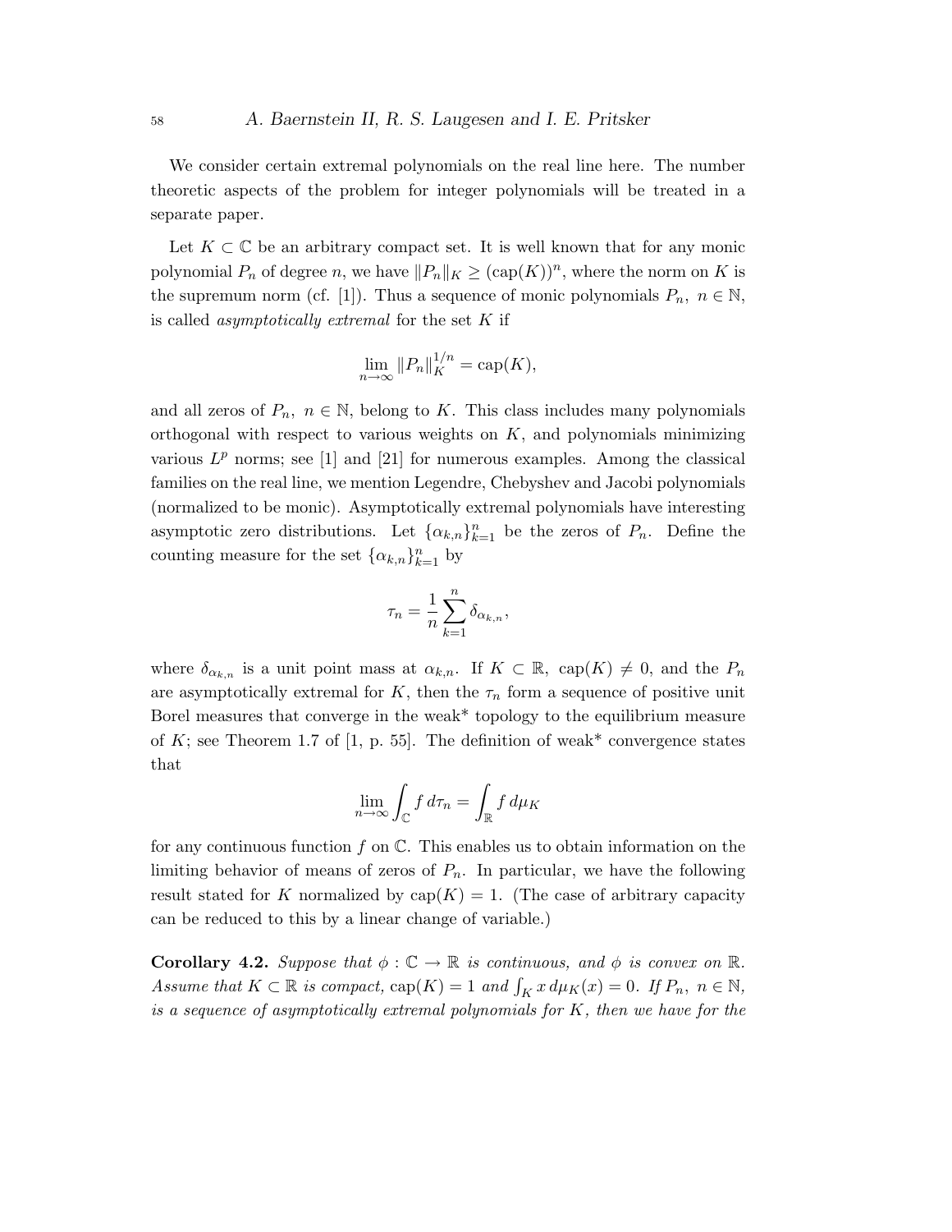We consider certain extremal polynomials on the real line here. The number theoretic aspects of the problem for integer polynomials will be treated in a separate paper.

Let $K \subset \mathbb{C}$ be an arbitrary compact set. It is well known that for any monic polynomial $P_n$ of degree $n$, we have $\|P_n\|_K \geq (\text{cap}(K))^n$, where the norm on $K$ is the supremum norm (cf. [1]). Thus a sequence of monic polynomials $P_n,\ n \in \mathbb{N}$, is called *asymptotically extremal* for the set $K$ if

$$\lim_{n\to\infty} \|P_n\|_K^{1/n} = \text{cap}(K),$$

and all zeros of $P_n,\ n \in \mathbb{N}$, belong to $K$. This class includes many polynomials orthogonal with respect to various weights on $K$, and polynomials minimizing various $L^p$ norms; see [1] and [21] for numerous examples. Among the classical families on the real line, we mention Legendre, Chebyshev and Jacobi polynomials (normalized to be monic). Asymptotically extremal polynomials have interesting asymptotic zero distributions. Let $\{\alpha_{k,n}\}_{k=1}^n$ be the zeros of $P_n$. Define the counting measure for the set $\{\alpha_{k,n}\}_{k=1}^n$ by

$$\tau_n = \frac{1}{n}\sum_{k=1}^n \delta_{\alpha_{k,n}},$$

where $\delta_{\alpha_{k,n}}$ is a unit point mass at $\alpha_{k,n}$. If $K \subset \mathbb{R},\ \text{cap}(K) \neq 0$, and the $P_n$ are asymptotically extremal for $K$, then the $\tau_n$ form a sequence of positive unit Borel measures that converge in the weak* topology to the equilibrium measure of $K$; see Theorem 1.7 of [1, p. 55]. The definition of weak* convergence states that

$$\lim_{n\to\infty} \int_{\mathbb{C}} f\, d\tau_n = \int_{\mathbb{R}} f\, d\mu_K$$

for any continuous function $f$ on $\mathbb{C}$. This enables us to obtain information on the limiting behavior of means of zeros of $P_n$. In particular, we have the following result stated for $K$ normalized by $\text{cap}(K) = 1$. (The case of arbitrary capacity can be reduced to this by a linear change of variable.)

**Corollary 4.2.** *Suppose that $\phi : \mathbb{C} \to \mathbb{R}$ is continuous, and $\phi$ is convex on $\mathbb{R}$. Assume that $K \subset \mathbb{R}$ is compact, $\text{cap}(K) = 1$ and $\int_K x\, d\mu_K(x) = 0$. If $P_n,\ n \in \mathbb{N}$, is a sequence of asymptotically extremal polynomials for $K$, then we have for the*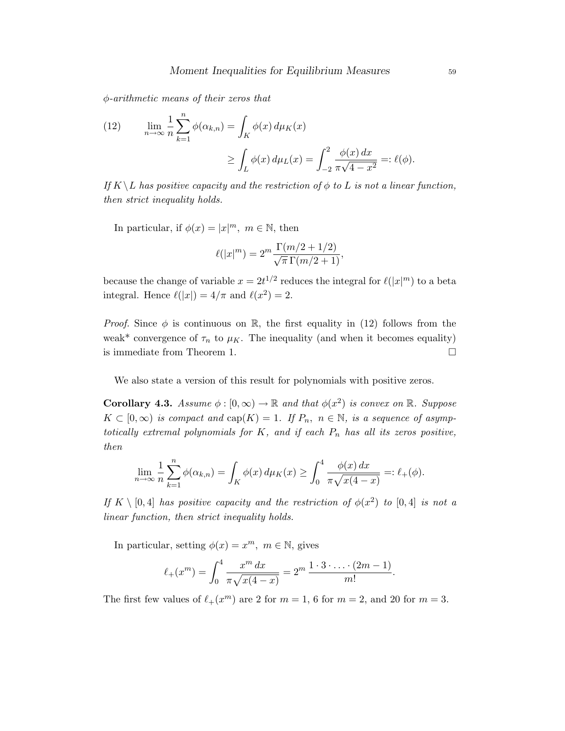*$\phi$-arithmetic means of their zeros that*

$$\lim_{n\to\infty} \frac{1}{n}\sum_{k=1}^{n} \phi(\alpha_{k,n}) = \int_K \phi(x)\, d\mu_K(x) \geq \int_L \phi(x)\, d\mu_L(x) = \int_{-2}^{2} \frac{\phi(x)\, dx}{\pi\sqrt{4-x^2}} =: \ell(\phi). \tag{12}$$

*If $K \setminus L$ has positive capacity and the restriction of $\phi$ to $L$ is not a linear function, then strict inequality holds.*

In particular, if $\phi(x) = |x|^m,\ m \in \mathbb{N}$, then

$$\ell(|x|^m) = 2^m \frac{\Gamma(m/2 + 1/2)}{\sqrt{\pi}\,\Gamma(m/2+1)},$$

because the change of variable $x = 2t^{1/2}$ reduces the integral for $\ell(|x|^m)$ to a beta integral. Hence $\ell(|x|) = 4/\pi$ and $\ell(x^2) = 2$.

*Proof.* Since $\phi$ is continuous on $\mathbb{R}$, the first equality in (12) follows from the weak* convergence of $\tau_n$ to $\mu_K$. The inequality (and when it becomes equality) is immediate from Theorem 1. $\square$

We also state a version of this result for polynomials with positive zeros.

**Corollary 4.3.** *Assume $\phi : [0,\infty) \to \mathbb{R}$ and that $\phi(x^2)$ is convex on $\mathbb{R}$. Suppose $K \subset [0,\infty)$ is compact and $\operatorname{cap}(K) = 1$. If $P_n,\ n \in \mathbb{N}$, is a sequence of asymptotically extremal polynomials for $K$, and if each $P_n$ has all its zeros positive, then*

$$\lim_{n\to\infty} \frac{1}{n}\sum_{k=1}^{n} \phi(\alpha_{k,n}) = \int_K \phi(x)\, d\mu_K(x) \geq \int_0^4 \frac{\phi(x)\, dx}{\pi\sqrt{x(4-x)}} =: \ell_+(\phi).$$

*If $K \setminus [0,4]$ has positive capacity and the restriction of $\phi(x^2)$ to $[0,4]$ is not a linear function, then strict inequality holds.*

In particular, setting $\phi(x) = x^m,\ m \in \mathbb{N}$, gives

$$\ell_+(x^m) = \int_0^4 \frac{x^m\, dx}{\pi\sqrt{x(4-x)}} = 2^m\, \frac{1\cdot 3 \cdot \ldots \cdot (2m-1)}{m!}.$$

The first few values of $\ell_+(x^m)$ are 2 for $m = 1$, 6 for $m = 2$, and 20 for $m = 3$.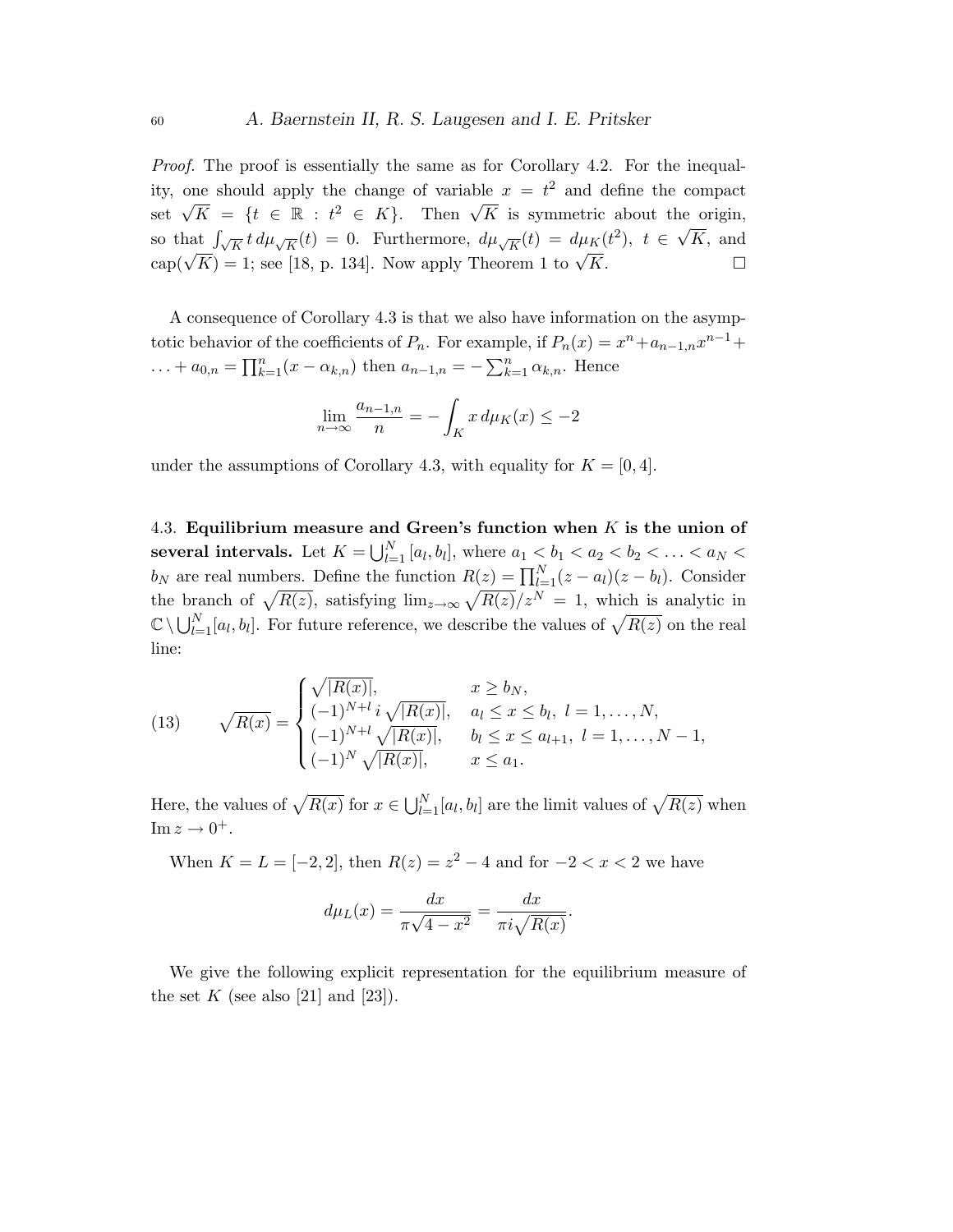*Proof.* The proof is essentially the same as for Corollary 4.2. For the inequality, one should apply the change of variable $x = t^2$ and define the compact set $\sqrt{K} = \{t \in \mathbb{R} : t^2 \in K\}$. Then $\sqrt{K}$ is symmetric about the origin, so that $\int_{\sqrt{K}} t\, d\mu_{\sqrt{K}}(t) = 0$. Furthermore, $d\mu_{\sqrt{K}}(t) = d\mu_K(t^2)$, $t \in \sqrt{K}$, and $\operatorname{cap}(\sqrt{K}) = 1$; see [18, p. 134]. Now apply Theorem 1 to $\sqrt{K}$. $\square$

A consequence of Corollary 4.3 is that we also have information on the asymptotic behavior of the coefficients of $P_n$. For example, if $P_n(x) = x^n + a_{n-1,n}x^{n-1} + \ldots + a_{0,n} = \prod_{k=1}^{n}(x - \alpha_{k,n})$ then $a_{n-1,n} = -\sum_{k=1}^{n} \alpha_{k,n}$. Hence

$$\lim_{n\to\infty} \frac{a_{n-1,n}}{n} = -\int_K x\, d\mu_K(x) \leq -2$$

under the assumptions of Corollary 4.3, with equality for $K = [0, 4]$.

4.3. **Equilibrium measure and Green's function when $K$ is the union of several intervals.** Let $K = \bigcup_{l=1}^{N} [a_l, b_l]$, where $a_1 < b_1 < a_2 < b_2 < \ldots < a_N < b_N$ are real numbers. Define the function $R(z) = \prod_{l=1}^{N}(z - a_l)(z - b_l)$. Consider the branch of $\sqrt{R(z)}$, satisfying $\lim_{z\to\infty} \sqrt{R(z)}/z^N = 1$, which is analytic in $\mathbb{C} \setminus \bigcup_{l=1}^{N}[a_l, b_l]$. For future reference, we describe the values of $\sqrt{R(z)}$ on the real line:

$$\sqrt{R(x)} = \begin{cases} \sqrt{|R(x)|}, & x \geq b_N, \\ (-1)^{N+l}\, i\, \sqrt{|R(x)|}, & a_l \leq x \leq b_l,\ l = 1, \ldots, N, \\ (-1)^{N+l} \sqrt{|R(x)|}, & b_l \leq x \leq a_{l+1},\ l = 1, \ldots, N-1, \\ (-1)^N \sqrt{|R(x)|}, & x \leq a_1. \end{cases} \tag{13}$$

Here, the values of $\sqrt{R(x)}$ for $x \in \bigcup_{l=1}^{N}[a_l, b_l]$ are the limit values of $\sqrt{R(z)}$ when $\operatorname{Im} z \to 0^+$.

When $K = L = [-2, 2]$, then $R(z) = z^2 - 4$ and for $-2 < x < 2$ we have

$$d\mu_L(x) = \frac{dx}{\pi\sqrt{4 - x^2}} = \frac{dx}{\pi i \sqrt{R(x)}}.$$

We give the following explicit representation for the equilibrium measure of the set $K$ (see also [21] and [23]).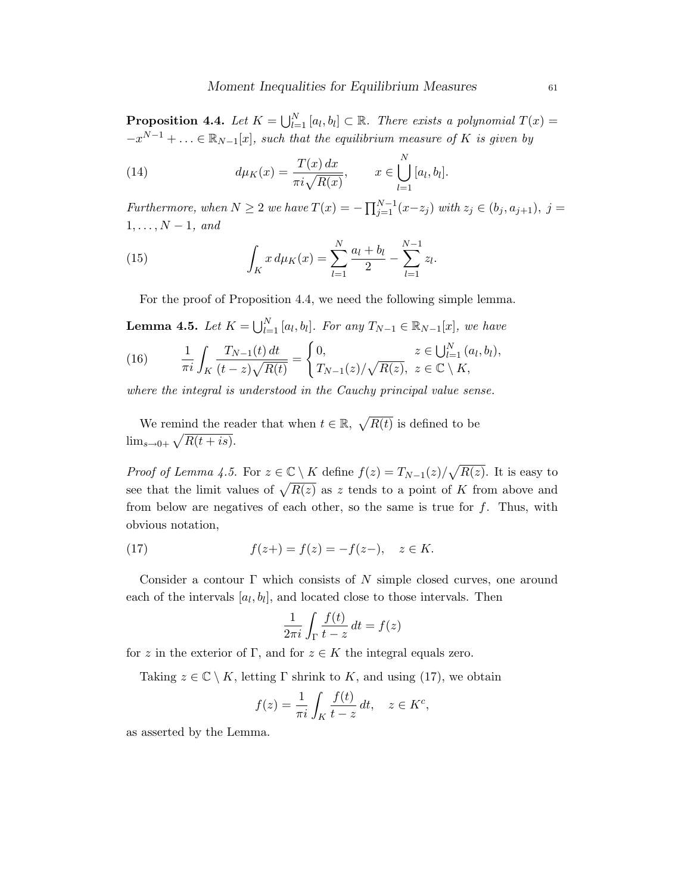**Proposition 4.4.** *Let $K = \bigcup_{l=1}^N [a_l, b_l] \subset \mathbb{R}$. There exists a polynomial $T(x) = -x^{N-1} + \ldots \in \mathbb{R}_{N-1}[x]$, such that the equilibrium measure of $K$ is given by*

$$d\mu_K(x) = \frac{T(x)\, dx}{\pi i \sqrt{R(x)}}, \qquad x \in \bigcup_{l=1}^N [a_l, b_l]. \tag{14}$$

*Furthermore, when $N \geq 2$ we have $T(x) = -\prod_{j=1}^{N-1}(x - z_j)$ with $z_j \in (b_j, a_{j+1})$, $j = 1, \ldots, N-1$, and*

$$\int_K x \, d\mu_K(x) = \sum_{l=1}^N \frac{a_l + b_l}{2} - \sum_{l=1}^{N-1} z_l. \tag{15}$$

For the proof of Proposition 4.4, we need the following simple lemma.

**Lemma 4.5.** *Let $K = \bigcup_{l=1}^N [a_l, b_l]$. For any $T_{N-1} \in \mathbb{R}_{N-1}[x]$, we have*

$$\frac{1}{\pi i} \int_K \frac{T_{N-1}(t)\, dt}{(t - z)\sqrt{R(t)}} = \begin{cases} 0, & z \in \bigcup_{l=1}^N (a_l, b_l), \\ T_{N-1}(z)/\sqrt{R(z)}, & z \in \mathbb{C} \setminus K, \end{cases} \tag{16}$$

*where the integral is understood in the Cauchy principal value sense.*

We remind the reader that when $t \in \mathbb{R}$, $\sqrt{R(t)}$ is defined to be $\lim_{s \to 0+} \sqrt{R(t + is)}$.

*Proof of Lemma 4.5.* For $z \in \mathbb{C} \setminus K$ define $f(z) = T_{N-1}(z)/\sqrt{R(z)}$. It is easy to see that the limit values of $\sqrt{R(z)}$ as $z$ tends to a point of $K$ from above and from below are negatives of each other, so the same is true for $f$. Thus, with obvious notation,

$$f(z+) = f(z) = -f(z-), \quad z \in K. \tag{17}$$

Consider a contour $\Gamma$ which consists of $N$ simple closed curves, one around each of the intervals $[a_l, b_l]$, and located close to those intervals. Then

$$\frac{1}{2\pi i} \int_\Gamma \frac{f(t)}{t - z}\, dt = f(z)$$

for $z$ in the exterior of $\Gamma$, and for $z \in K$ the integral equals zero.

Taking $z \in \mathbb{C} \setminus K$, letting $\Gamma$ shrink to $K$, and using (17), we obtain

$$f(z) = \frac{1}{\pi i} \int_K \frac{f(t)}{t - z}\, dt, \quad z \in K^c,$$

as asserted by the Lemma.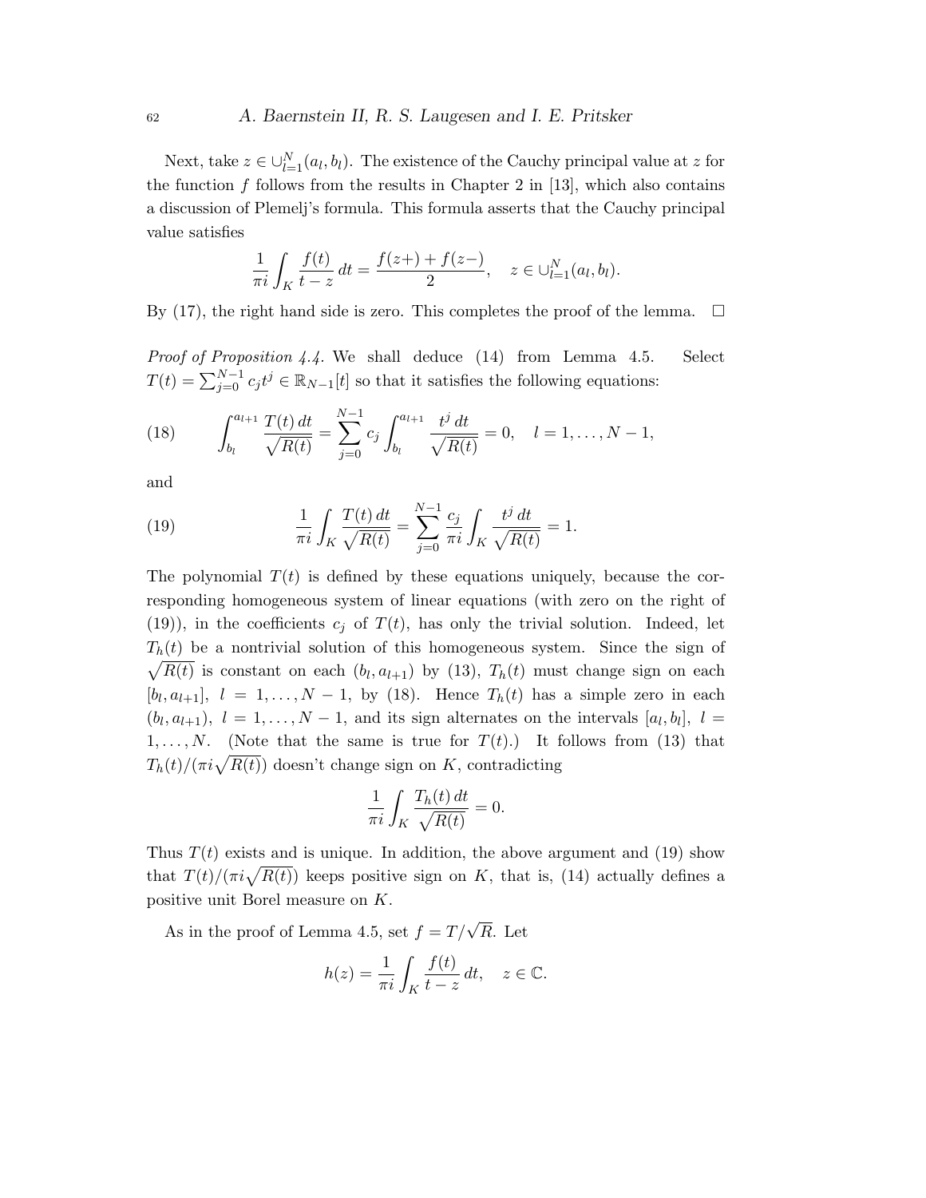Next, take $z \in \cup_{l=1}^{N}(a_l, b_l)$. The existence of the Cauchy principal value at $z$ for the function $f$ follows from the results in Chapter 2 in [13], which also contains a discussion of Plemelj's formula. This formula asserts that the Cauchy principal value satisfies

$$\frac{1}{\pi i}\int_K \frac{f(t)}{t-z}\,dt = \frac{f(z+)+f(z-)}{2}, \quad z \in \cup_{l=1}^{N}(a_l, b_l).$$

By (17), the right hand side is zero. This completes the proof of the lemma. $\square$

*Proof of Proposition 4.4.* We shall deduce (14) from Lemma 4.5. Select $T(t) = \sum_{j=0}^{N-1} c_j t^j \in \mathbb{R}_{N-1}[t]$ so that it satisfies the following equations:

$$\int_{b_l}^{a_{l+1}} \frac{T(t)\,dt}{\sqrt{R(t)}} = \sum_{j=0}^{N-1} c_j \int_{b_l}^{a_{l+1}} \frac{t^j\,dt}{\sqrt{R(t)}} = 0, \quad l = 1, \ldots, N-1, \tag{18}$$

and

$$\frac{1}{\pi i}\int_K \frac{T(t)\,dt}{\sqrt{R(t)}} = \sum_{j=0}^{N-1} \frac{c_j}{\pi i}\int_K \frac{t^j\,dt}{\sqrt{R(t)}} = 1. \tag{19}$$

The polynomial $T(t)$ is defined by these equations uniquely, because the corresponding homogeneous system of linear equations (with zero on the right of (19)), in the coefficients $c_j$ of $T(t)$, has only the trivial solution. Indeed, let $T_h(t)$ be a nontrivial solution of this homogeneous system. Since the sign of $\sqrt{R(t)}$ is constant on each $(b_l, a_{l+1})$ by (13), $T_h(t)$ must change sign on each $[b_l, a_{l+1}]$, $l = 1, \ldots, N-1$, by (18). Hence $T_h(t)$ has a simple zero in each $(b_l, a_{l+1})$, $l = 1, \ldots, N-1$, and its sign alternates on the intervals $[a_l, b_l]$, $l = 1, \ldots, N$. (Note that the same is true for $T(t)$.) It follows from (13) that $T_h(t)/(\pi i\sqrt{R(t)})$ doesn't change sign on $K$, contradicting

$$\frac{1}{\pi i}\int_K \frac{T_h(t)\,dt}{\sqrt{R(t)}} = 0.$$

Thus $T(t)$ exists and is unique. In addition, the above argument and (19) show that $T(t)/(\pi i\sqrt{R(t)})$ keeps positive sign on $K$, that is, (14) actually defines a positive unit Borel measure on $K$.

As in the proof of Lemma 4.5, set $f = T/\sqrt{R}$. Let

$$h(z) = \frac{1}{\pi i}\int_K \frac{f(t)}{t-z}\,dt, \quad z \in \mathbb{C}.$$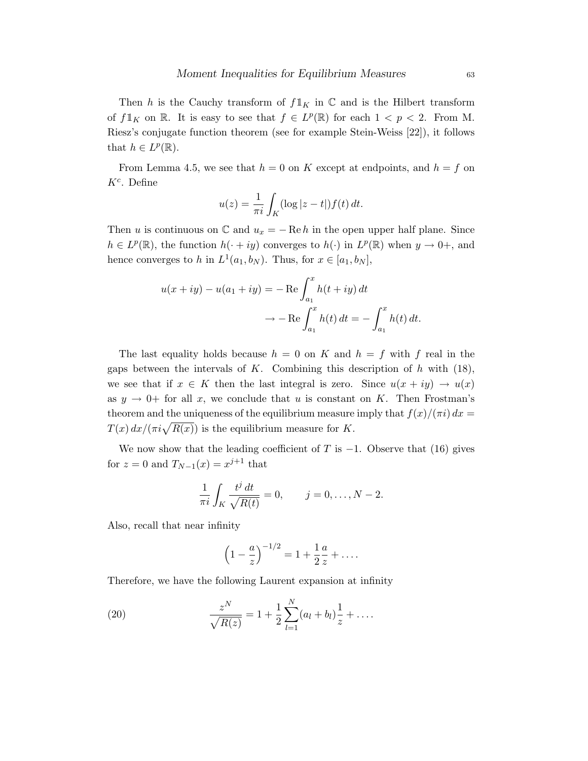Then $h$ is the Cauchy transform of $f\mathbb{1}_K$ in $\mathbb{C}$ and is the Hilbert transform of $f\mathbb{1}_K$ on $\mathbb{R}$. It is easy to see that $f \in L^p(\mathbb{R})$ for each $1 < p < 2$. From M. Riesz's conjugate function theorem (see for example Stein-Weiss [22]), it follows that $h \in L^p(\mathbb{R})$.

From Lemma 4.5, we see that $h = 0$ on $K$ except at endpoints, and $h = f$ on $K^c$. Define

$$u(z) = \frac{1}{\pi i}\int_K (\log|z-t|) f(t)\, dt.$$

Then $u$ is continuous on $\mathbb{C}$ and $u_x = -\operatorname{Re} h$ in the open upper half plane. Since $h \in L^p(\mathbb{R})$, the function $h(\cdot + iy)$ converges to $h(\cdot)$ in $L^p(\mathbb{R})$ when $y \to 0+$, and hence converges to $h$ in $L^1(a_1, b_N)$. Thus, for $x \in [a_1, b_N]$,

$$\begin{aligned} u(x+iy) - u(a_1+iy) &= -\operatorname{Re}\int_{a_1}^{x} h(t+iy)\, dt \\ &\to -\operatorname{Re}\int_{a_1}^{x} h(t)\, dt = -\int_{a_1}^{x} h(t)\, dt. \end{aligned}$$

The last equality holds because $h = 0$ on $K$ and $h = f$ with $f$ real in the gaps between the intervals of $K$. Combining this description of $h$ with (18), we see that if $x \in K$ then the last integral is zero. Since $u(x+iy) \to u(x)$ as $y \to 0+$ for all $x$, we conclude that $u$ is constant on $K$. Then Frostman's theorem and the uniqueness of the equilibrium measure imply that $f(x)/(\pi i)\, dx = T(x)\, dx/(\pi i\sqrt{R(x)})$ is the equilibrium measure for $K$.

We now show that the leading coefficient of $T$ is $-1$. Observe that (16) gives for $z = 0$ and $T_{N-1}(x) = x^{j+1}$ that

$$\frac{1}{\pi i}\int_K \frac{t^j\, dt}{\sqrt{R(t)}} = 0, \qquad j = 0, \ldots, N-2.$$

Also, recall that near infinity

$$\left(1 - \frac{a}{z}\right)^{-1/2} = 1 + \frac{1}{2}\frac{a}{z} + \ldots.$$

Therefore, we have the following Laurent expansion at infinity

$$\frac{z^N}{\sqrt{R(z)}} = 1 + \frac{1}{2}\sum_{l=1}^{N}(a_l + b_l)\frac{1}{z} + \ldots. \tag{20}$$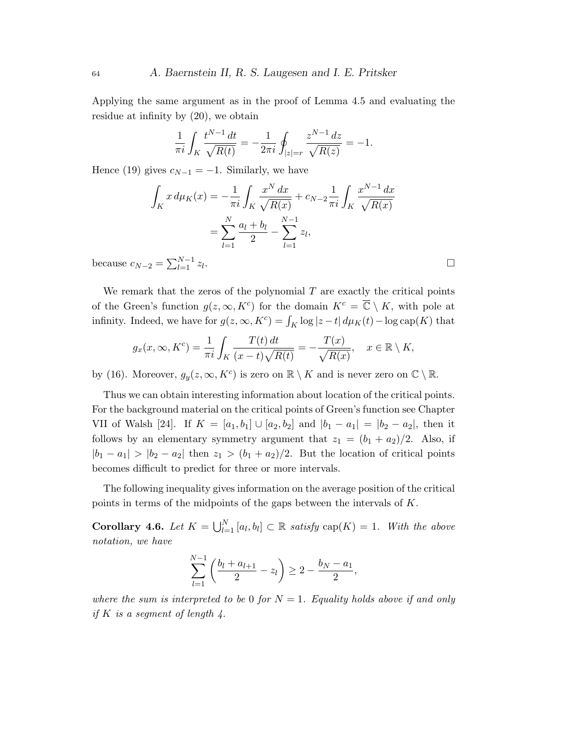Applying the same argument as in the proof of Lemma 4.5 and evaluating the residue at infinity by (20), we obtain

$$\frac{1}{\pi i}\int_K \frac{t^{N-1}\,dt}{\sqrt{R(t)}} = -\frac{1}{2\pi i}\oint_{|z|=r}\frac{z^{N-1}\,dz}{\sqrt{R(z)}} = -1.$$

Hence (19) gives $c_{N-1} = -1$. Similarly, we have

$$\begin{aligned}
\int_K x\,d\mu_K(x) &= -\frac{1}{\pi i}\int_K \frac{x^N\,dx}{\sqrt{R(x)}} + c_{N-2}\frac{1}{\pi i}\int_K \frac{x^{N-1}\,dx}{\sqrt{R(x)}} \\
&= \sum_{l=1}^{N}\frac{a_l+b_l}{2} - \sum_{l=1}^{N-1} z_l,
\end{aligned}$$

because $c_{N-2} = \sum_{l=1}^{N-1} z_l$. $\square$

We remark that the zeros of the polynomial $T$ are exactly the critical points of the Green's function $g(z,\infty,K^c)$ for the domain $K^c = \overline{\mathbb{C}}\setminus K$, with pole at infinity. Indeed, we have for $g(z,\infty,K^c) = \int_K \log|z-t|\,d\mu_K(t) - \log \operatorname{cap}(K)$ that

$$g_x(x,\infty,K^c) = \frac{1}{\pi i}\int_K \frac{T(t)\,dt}{(x-t)\sqrt{R(t)}} = -\frac{T(x)}{\sqrt{R(x)}}, \quad x \in \mathbb{R}\setminus K,$$

by (16). Moreover, $g_y(z,\infty,K^c)$ is zero on $\mathbb{R}\setminus K$ and is never zero on $\mathbb{C}\setminus\mathbb{R}$.

Thus we can obtain interesting information about location of the critical points. For the background material on the critical points of Green's function see Chapter VII of Walsh [24]. If $K = [a_1,b_1]\cup[a_2,b_2]$ and $|b_1-a_1| = |b_2-a_2|$, then it follows by an elementary symmetry argument that $z_1 = (b_1+a_2)/2$. Also, if $|b_1-a_1| > |b_2-a_2|$ then $z_1 > (b_1+a_2)/2$. But the location of critical points becomes difficult to predict for three or more intervals.

The following inequality gives information on the average position of the critical points in terms of the midpoints of the gaps between the intervals of $K$.

**Corollary 4.6.** *Let $K = \bigcup_{l=1}^N [a_l,b_l] \subset \mathbb{R}$ satisfy $\operatorname{cap}(K) = 1$. With the above notation, we have*

$$\sum_{l=1}^{N-1}\left(\frac{b_l+a_{l+1}}{2} - z_l\right) \geq 2 - \frac{b_N-a_1}{2},$$

*where the sum is interpreted to be 0 for $N=1$. Equality holds above if and only if $K$ is a segment of length 4.*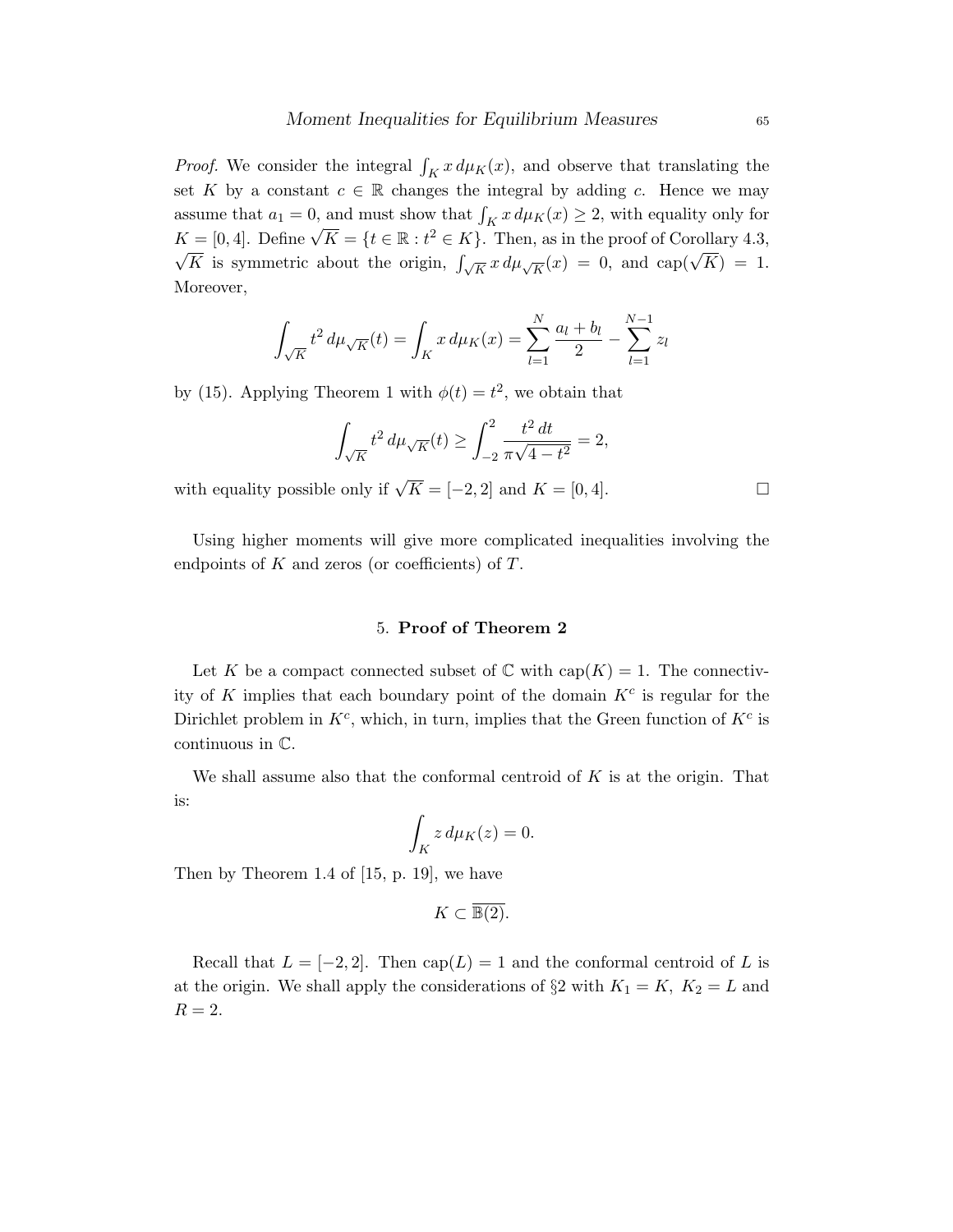*Proof.* We consider the integral $\int_K x\, d\mu_K(x)$, and observe that translating the set $K$ by a constant $c \in \mathbb{R}$ changes the integral by adding $c$. Hence we may assume that $a_1 = 0$, and must show that $\int_K x\, d\mu_K(x) \geq 2$, with equality only for $K = [0, 4]$. Define $\sqrt{K} = \{t \in \mathbb{R} : t^2 \in K\}$. Then, as in the proof of Corollary 4.3, $\sqrt{K}$ is symmetric about the origin, $\int_{\sqrt{K}} x\, d\mu_{\sqrt{K}}(x) = 0$, and $\operatorname{cap}(\sqrt{K}) = 1$. Moreover,

$$\int_{\sqrt{K}} t^2\, d\mu_{\sqrt{K}}(t) = \int_K x\, d\mu_K(x) = \sum_{l=1}^{N} \frac{a_l + b_l}{2} - \sum_{l=1}^{N-1} z_l$$

by (15). Applying Theorem 1 with $\phi(t) = t^2$, we obtain that

$$\int_{\sqrt{K}} t^2\, d\mu_{\sqrt{K}}(t) \geq \int_{-2}^{2} \frac{t^2\, dt}{\pi\sqrt{4 - t^2}} = 2,$$

with equality possible only if $\sqrt{K} = [-2, 2]$ and $K = [0, 4]$. $\square$

Using higher moments will give more complicated inequalities involving the endpoints of $K$ and zeros (or coefficients) of $T$.

## 5. **Proof of Theorem 2**

Let $K$ be a compact connected subset of $\mathbb{C}$ with $\operatorname{cap}(K) = 1$. The connectivity of $K$ implies that each boundary point of the domain $K^c$ is regular for the Dirichlet problem in $K^c$, which, in turn, implies that the Green function of $K^c$ is continuous in $\mathbb{C}$.

We shall assume also that the conformal centroid of $K$ is at the origin. That is:

$$\int_K z\, d\mu_K(z) = 0.$$

Then by Theorem 1.4 of [15, p. 19], we have

$$K \subset \overline{\mathbb{B}(2)}.$$

Recall that $L = [-2, 2]$. Then $\operatorname{cap}(L) = 1$ and the conformal centroid of $L$ is at the origin. We shall apply the considerations of §2 with $K_1 = K,\ K_2 = L$ and $R = 2$.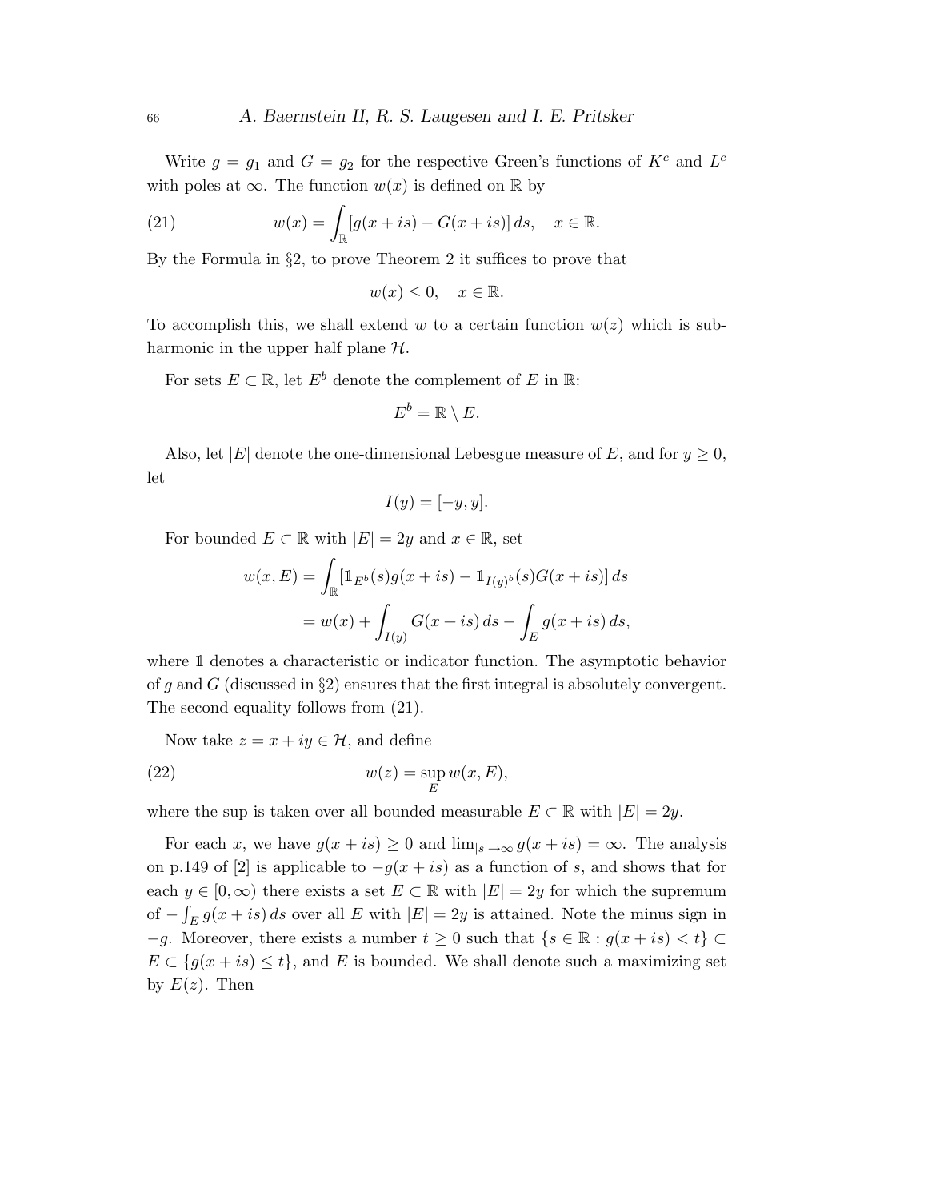Write $g = g_1$ and $G = g_2$ for the respective Green's functions of $K^c$ and $L^c$ with poles at $\infty$. The function $w(x)$ is defined on $\mathbb{R}$ by

$$w(x) = \int_{\mathbb{R}} [g(x+is) - G(x+is)]\, ds, \quad x \in \mathbb{R}. \tag{21}$$

By the Formula in §2, to prove Theorem 2 it suffices to prove that

$$w(x) \leq 0, \quad x \in \mathbb{R}.$$

To accomplish this, we shall extend $w$ to a certain function $w(z)$ which is subharmonic in the upper half plane $\mathcal{H}$.

For sets $E \subset \mathbb{R}$, let $E^b$ denote the complement of $E$ in $\mathbb{R}$:

$$E^b = \mathbb{R} \setminus E.$$

Also, let $|E|$ denote the one-dimensional Lebesgue measure of $E$, and for $y \geq 0$, let

$$I(y) = [-y, y].$$

For bounded $E \subset \mathbb{R}$ with $|E| = 2y$ and $x \in \mathbb{R}$, set

$$\begin{aligned} w(x, E) &= \int_{\mathbb{R}} [\mathbb{1}_{E^b}(s) g(x+is) - \mathbb{1}_{I(y)^b}(s) G(x+is)]\, ds \\ &= w(x) + \int_{I(y)} G(x+is)\, ds - \int_E g(x+is)\, ds, \end{aligned}$$

where $\mathbb{1}$ denotes a characteristic or indicator function. The asymptotic behavior of $g$ and $G$ (discussed in §2) ensures that the first integral is absolutely convergent. The second equality follows from (21).

Now take $z = x + iy \in \mathcal{H}$, and define

$$w(z) = \sup_E w(x, E), \tag{22}$$

where the sup is taken over all bounded measurable $E \subset \mathbb{R}$ with $|E| = 2y$.

For each $x$, we have $g(x+is) \geq 0$ and $\lim_{|s|\to\infty} g(x+is) = \infty$. The analysis on p.149 of [2] is applicable to $-g(x+is)$ as a function of $s$, and shows that for each $y \in [0, \infty)$ there exists a set $E \subset \mathbb{R}$ with $|E| = 2y$ for which the supremum of $-\int_E g(x+is)\, ds$ over all $E$ with $|E| = 2y$ is attained. Note the minus sign in $-g$. Moreover, there exists a number $t \geq 0$ such that $\{s \in \mathbb{R} : g(x+is) < t\} \subset E \subset \{g(x+is) \leq t\}$, and $E$ is bounded. We shall denote such a maximizing set by $E(z)$. Then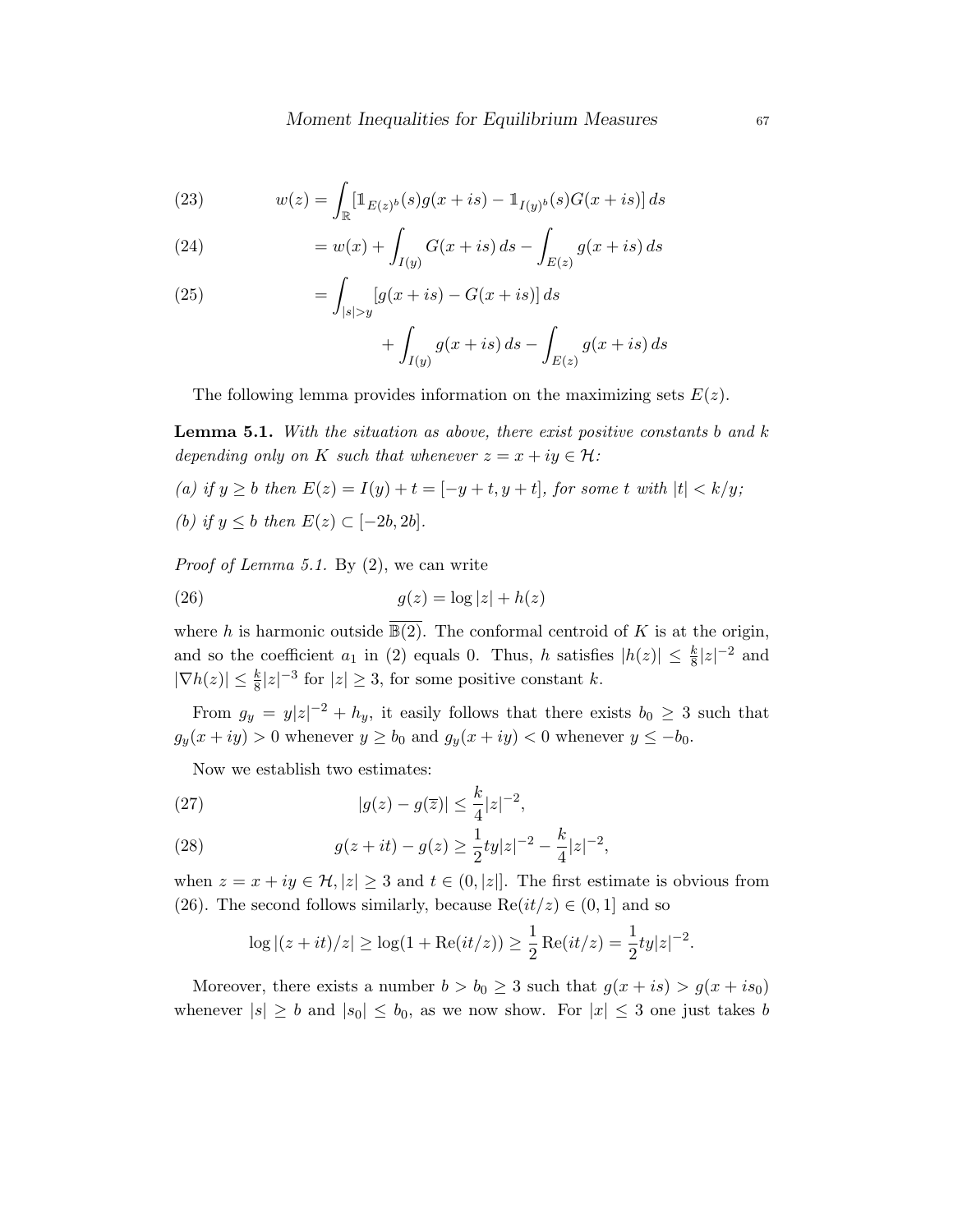$$w(z) = \int_{\mathbb{R}} [\mathbb{1}_{E(z)^b}(s) g(x+is) - \mathbb{1}_{I(y)^b}(s) G(x+is)]\, ds \tag{23}$$

$$= w(x) + \int_{I(y)} G(x+is)\, ds - \int_{E(z)} g(x+is)\, ds \tag{24}$$

$$= \int_{|s|>y} [g(x+is) - G(x+is)]\, ds + \int_{I(y)} g(x+is)\, ds - \int_{E(z)} g(x+is)\, ds \tag{25}$$

The following lemma provides information on the maximizing sets $E(z)$.

**Lemma 5.1.** *With the situation as above, there exist positive constants $b$ and $k$ depending only on $K$ such that whenever $z = x+iy \in \mathcal{H}$:*

*(a) if $y \geq b$ then $E(z) = I(y) + t = [-y+t, y+t]$, for some $t$ with $|t| < k/y$;*

*(b) if $y \leq b$ then $E(z) \subset [-2b, 2b]$.*

*Proof of Lemma 5.1.* By (2), we can write

$$g(z) = \log|z| + h(z) \tag{26}$$

where $h$ is harmonic outside $\overline{\mathbb{B}(2)}$. The conformal centroid of $K$ is at the origin, and so the coefficient $a_1$ in (2) equals 0. Thus, $h$ satisfies $|h(z)| \leq \frac{k}{8}|z|^{-2}$ and $|\nabla h(z)| \leq \frac{k}{8}|z|^{-3}$ for $|z| \geq 3$, for some positive constant $k$.

From $g_y = y|z|^{-2} + h_y$, it easily follows that there exists $b_0 \geq 3$ such that $g_y(x+iy) > 0$ whenever $y \geq b_0$ and $g_y(x+iy) < 0$ whenever $y \leq -b_0$.

Now we establish two estimates:

$$|g(z) - g(\overline{z})| \leq \frac{k}{4}|z|^{-2}, \tag{27}$$

$$g(z+it) - g(z) \geq \frac{1}{2}ty|z|^{-2} - \frac{k}{4}|z|^{-2}, \tag{28}$$

when $z = x+iy \in \mathcal{H}, |z| \geq 3$ and $t \in (0, |z|]$. The first estimate is obvious from (26). The second follows similarly, because $\mathrm{Re}(it/z) \in (0,1]$ and so

$$\log|(z+it)/z| \geq \log(1 + \mathrm{Re}(it/z)) \geq \frac{1}{2}\mathrm{Re}(it/z) = \frac{1}{2}ty|z|^{-2}.$$

Moreover, there exists a number $b > b_0 \geq 3$ such that $g(x+is) > g(x+is_0)$ whenever $|s| \geq b$ and $|s_0| \leq b_0$, as we now show. For $|x| \leq 3$ one just takes $b$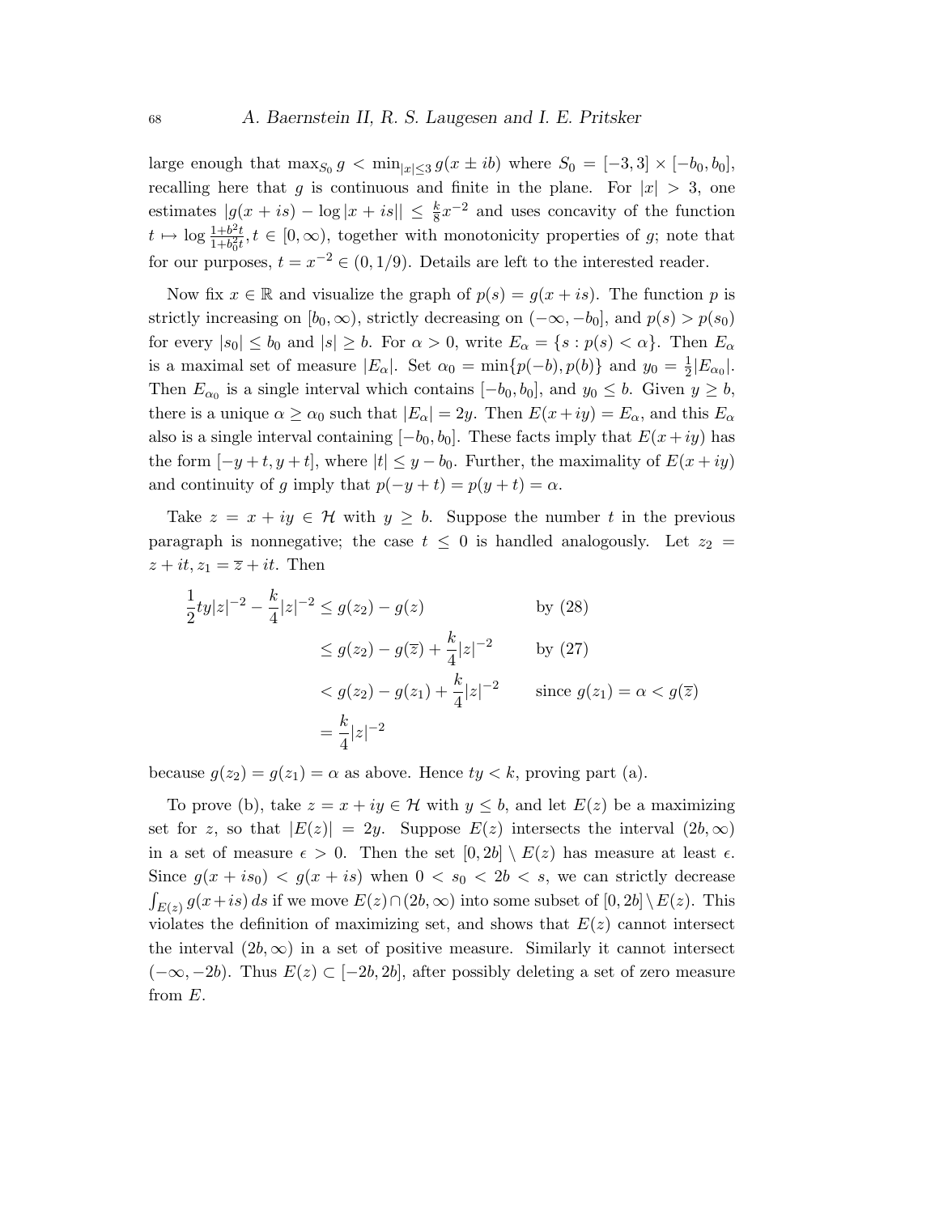large enough that $\max_{S_0} g < \min_{|x|\leq 3} g(x \pm ib)$ where $S_0 = [-3,3] \times [-b_0, b_0]$, recalling here that $g$ is continuous and finite in the plane. For $|x| > 3$, one estimates $|g(x+is) - \log|x+is|| \leq \frac{k}{8}x^{-2}$ and uses concavity of the function $t \mapsto \log \frac{1+b^2 t}{1+b_0^2 t}, t \in [0,\infty)$, together with monotonicity properties of $g$; note that for our purposes, $t = x^{-2} \in (0, 1/9)$. Details are left to the interested reader.

Now fix $x \in \mathbb{R}$ and visualize the graph of $p(s) = g(x+is)$. The function $p$ is strictly increasing on $[b_0, \infty)$, strictly decreasing on $(-\infty, -b_0]$, and $p(s) > p(s_0)$ for every $|s_0| \leq b_0$ and $|s| \geq b$. For $\alpha > 0$, write $E_\alpha = \{s : p(s) < \alpha\}$. Then $E_\alpha$ is a maximal set of measure $|E_\alpha|$. Set $\alpha_0 = \min\{p(-b), p(b)\}$ and $y_0 = \frac{1}{2}|E_{\alpha_0}|$. Then $E_{\alpha_0}$ is a single interval which contains $[-b_0, b_0]$, and $y_0 \leq b$. Given $y \geq b$, there is a unique $\alpha \geq \alpha_0$ such that $|E_\alpha| = 2y$. Then $E(x+iy) = E_\alpha$, and this $E_\alpha$ also is a single interval containing $[-b_0, b_0]$. These facts imply that $E(x+iy)$ has the form $[-y+t, y+t]$, where $|t| \leq y - b_0$. Further, the maximality of $E(x+iy)$ and continuity of $g$ imply that $p(-y+t) = p(y+t) = \alpha$.

Take $z = x+iy \in \mathcal{H}$ with $y \geq b$. Suppose the number $t$ in the previous paragraph is nonnegative; the case $t \leq 0$ is handled analogously. Let $z_2 = z + it, z_1 = \overline{z} + it$. Then

$$
\begin{aligned}
\frac{1}{2}ty|z|^{-2} - \frac{k}{4}|z|^{-2} &\leq g(z_2) - g(z) && \text{by (28)} \\
&\leq g(z_2) - g(\overline{z}) + \frac{k}{4}|z|^{-2} && \text{by (27)} \\
&< g(z_2) - g(z_1) + \frac{k}{4}|z|^{-2} && \text{since } g(z_1) = \alpha < g(\overline{z}) \\
&= \frac{k}{4}|z|^{-2}
\end{aligned}
$$

because $g(z_2) = g(z_1) = \alpha$ as above. Hence $ty < k$, proving part (a).

To prove (b), take $z = x+iy \in \mathcal{H}$ with $y \leq b$, and let $E(z)$ be a maximizing set for $z$, so that $|E(z)| = 2y$. Suppose $E(z)$ intersects the interval $(2b, \infty)$ in a set of measure $\epsilon > 0$. Then the set $[0, 2b] \setminus E(z)$ has measure at least $\epsilon$. Since $g(x+is_0) < g(x+is)$ when $0 < s_0 < 2b < s$, we can strictly decrease $\int_{E(z)} g(x+is)\,ds$ if we move $E(z) \cap (2b, \infty)$ into some subset of $[0, 2b] \setminus E(z)$. This violates the definition of maximizing set, and shows that $E(z)$ cannot intersect the interval $(2b, \infty)$ in a set of positive measure. Similarly it cannot intersect $(-\infty, -2b)$. Thus $E(z) \subset [-2b, 2b]$, after possibly deleting a set of zero measure from $E$.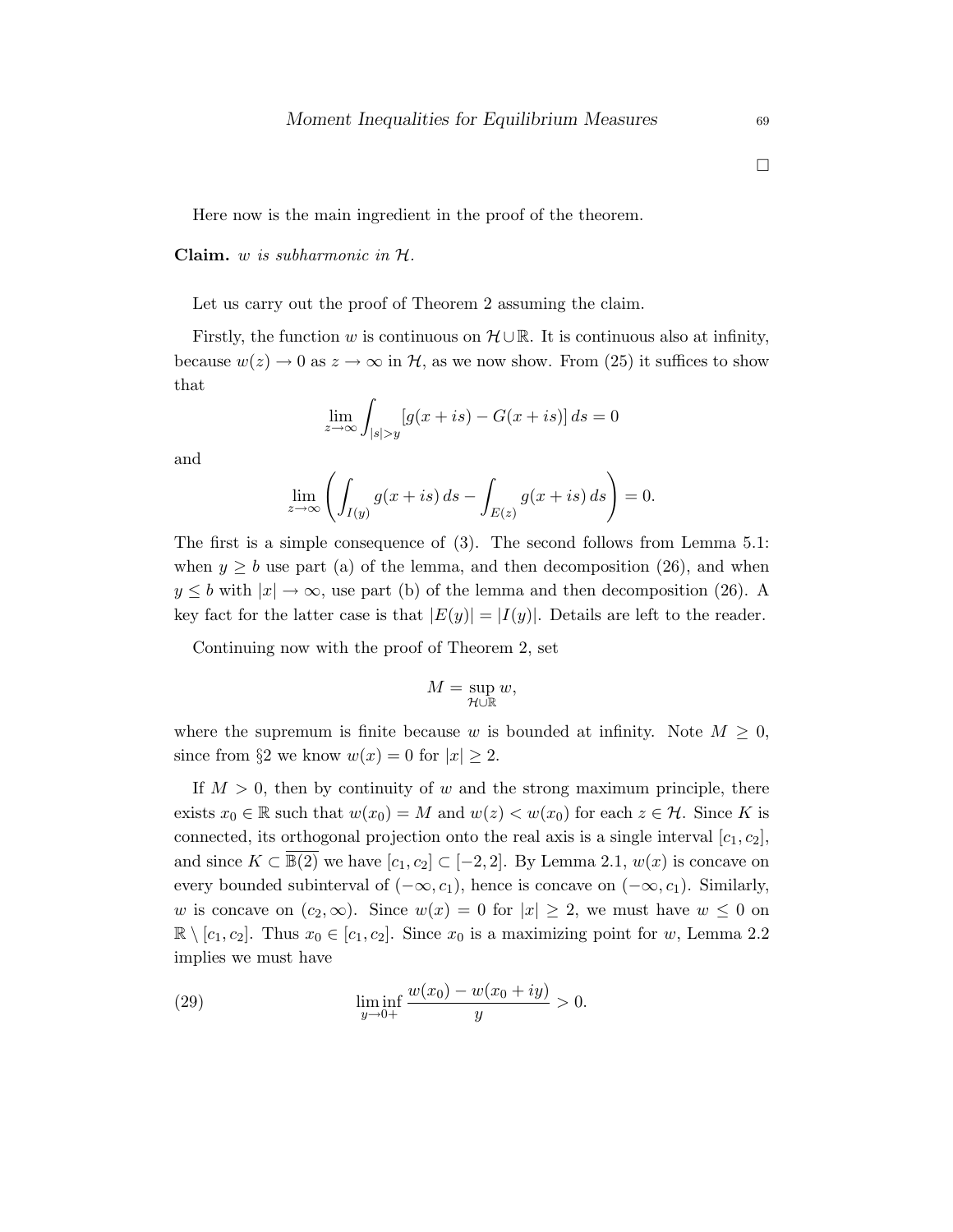□

Here now is the main ingredient in the proof of the theorem.

**Claim.** *$w$ is subharmonic in $\mathcal{H}$.*

Let us carry out the proof of Theorem 2 assuming the claim.

Firstly, the function $w$ is continuous on $\mathcal{H} \cup \mathbb{R}$. It is continuous also at infinity, because $w(z) \to 0$ as $z \to \infty$ in $\mathcal{H}$, as we now show. From (25) it suffices to show that

$$\lim_{z \to \infty} \int_{|s|>y} [g(x+is) - G(x+is)]\, ds = 0$$

and

$$\lim_{z \to \infty} \left( \int_{I(y)} g(x+is)\, ds - \int_{E(z)} g(x+is)\, ds \right) = 0.$$

The first is a simple consequence of (3). The second follows from Lemma 5.1: when $y \geq b$ use part (a) of the lemma, and then decomposition (26), and when $y \leq b$ with $|x| \to \infty$, use part (b) of the lemma and then decomposition (26). A key fact for the latter case is that $|E(y)| = |I(y)|$. Details are left to the reader.

Continuing now with the proof of Theorem 2, set

$$M = \sup_{\mathcal{H} \cup \mathbb{R}} w,$$

where the supremum is finite because $w$ is bounded at infinity. Note $M \geq 0$, since from §2 we know $w(x) = 0$ for $|x| \geq 2$.

If $M > 0$, then by continuity of $w$ and the strong maximum principle, there exists $x_0 \in \mathbb{R}$ such that $w(x_0) = M$ and $w(z) < w(x_0)$ for each $z \in \mathcal{H}$. Since $K$ is connected, its orthogonal projection onto the real axis is a single interval $[c_1, c_2]$, and since $K \subset \overline{\mathbb{B}(2)}$ we have $[c_1, c_2] \subset [-2, 2]$. By Lemma 2.1, $w(x)$ is concave on every bounded subinterval of $(-\infty, c_1)$, hence is concave on $(-\infty, c_1)$. Similarly, $w$ is concave on $(c_2, \infty)$. Since $w(x) = 0$ for $|x| \geq 2$, we must have $w \leq 0$ on $\mathbb{R} \setminus [c_1, c_2]$. Thus $x_0 \in [c_1, c_2]$. Since $x_0$ is a maximizing point for $w$, Lemma 2.2 implies we must have

$$\liminf_{y \to 0+} \frac{w(x_0) - w(x_0 + iy)}{y} > 0. \tag{29}$$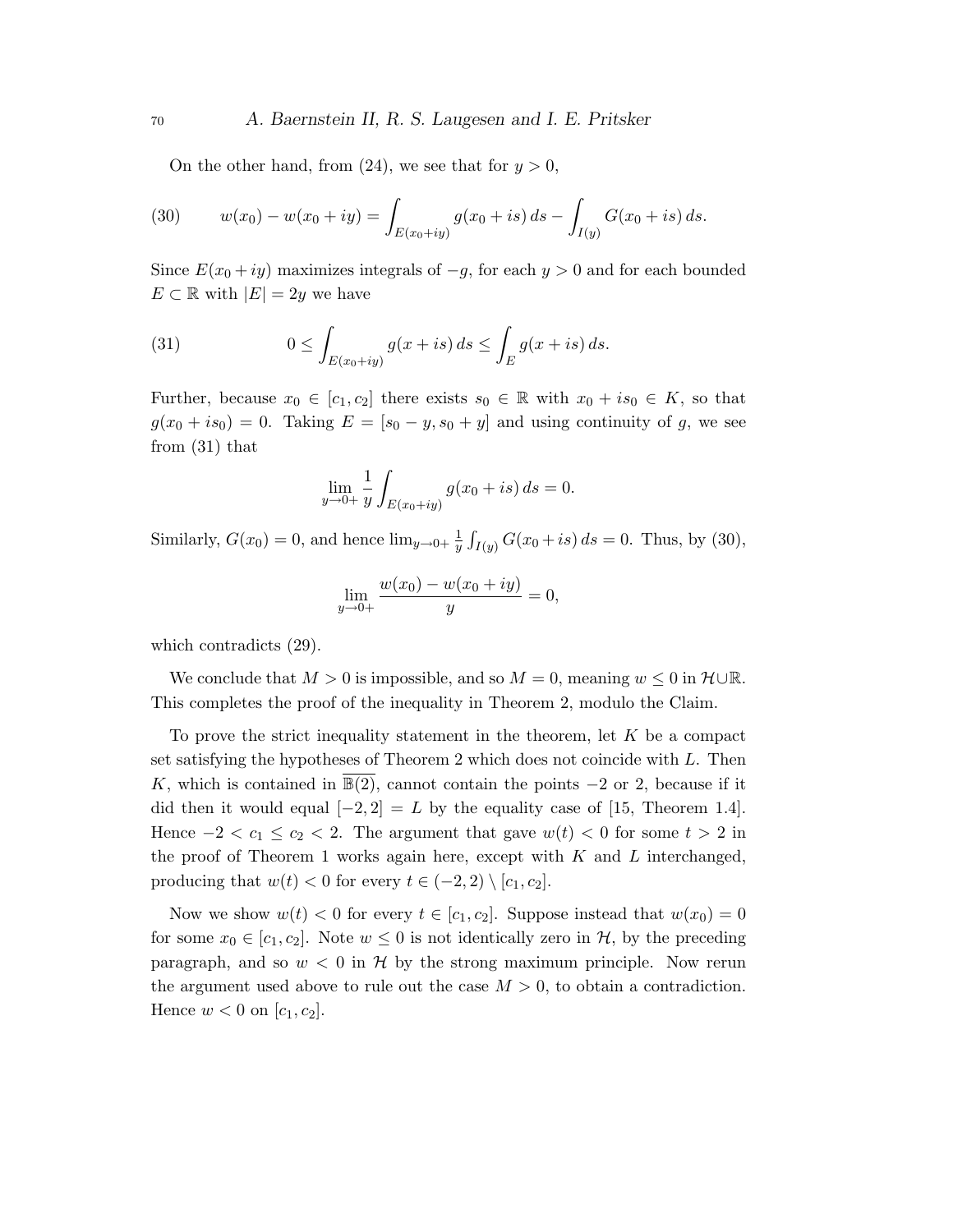On the other hand, from (24), we see that for $y > 0$,

$$w(x_0) - w(x_0 + iy) = \int_{E(x_0+iy)} g(x_0 + is)\, ds - \int_{I(y)} G(x_0 + is)\, ds. \tag{30}$$

Since $E(x_0 + iy)$ maximizes integrals of $-g$, for each $y > 0$ and for each bounded $E \subset \mathbb{R}$ with $|E| = 2y$ we have

$$0 \le \int_{E(x_0+iy)} g(x + is)\, ds \le \int_E g(x + is)\, ds. \tag{31}$$

Further, because $x_0 \in [c_1, c_2]$ there exists $s_0 \in \mathbb{R}$ with $x_0 + is_0 \in K$, so that $g(x_0 + is_0) = 0$. Taking $E = [s_0 - y, s_0 + y]$ and using continuity of $g$, we see from (31) that

$$\lim_{y \to 0+} \frac{1}{y} \int_{E(x_0+iy)} g(x_0 + is)\, ds = 0.$$

Similarly, $G(x_0) = 0$, and hence $\lim_{y \to 0+} \frac{1}{y} \int_{I(y)} G(x_0 + is)\, ds = 0$. Thus, by (30),

$$\lim_{y \to 0+} \frac{w(x_0) - w(x_0 + iy)}{y} = 0,$$

which contradicts (29).

We conclude that $M > 0$ is impossible, and so $M = 0$, meaning $w \le 0$ in $\mathcal{H} \cup \mathbb{R}$. This completes the proof of the inequality in Theorem 2, modulo the Claim.

To prove the strict inequality statement in the theorem, let $K$ be a compact set satisfying the hypotheses of Theorem 2 which does not coincide with $L$. Then $K$, which is contained in $\overline{\mathbb{B}(2)}$, cannot contain the points $-2$ or $2$, because if it did then it would equal $[-2, 2] = L$ by the equality case of [15, Theorem 1.4]. Hence $-2 < c_1 \le c_2 < 2$. The argument that gave $w(t) < 0$ for some $t > 2$ in the proof of Theorem 1 works again here, except with $K$ and $L$ interchanged, producing that $w(t) < 0$ for every $t \in (-2, 2) \setminus [c_1, c_2]$.

Now we show $w(t) < 0$ for every $t \in [c_1, c_2]$. Suppose instead that $w(x_0) = 0$ for some $x_0 \in [c_1, c_2]$. Note $w \le 0$ is not identically zero in $\mathcal{H}$, by the preceding paragraph, and so $w < 0$ in $\mathcal{H}$ by the strong maximum principle. Now rerun the argument used above to rule out the case $M > 0$, to obtain a contradiction. Hence $w < 0$ on $[c_1, c_2]$.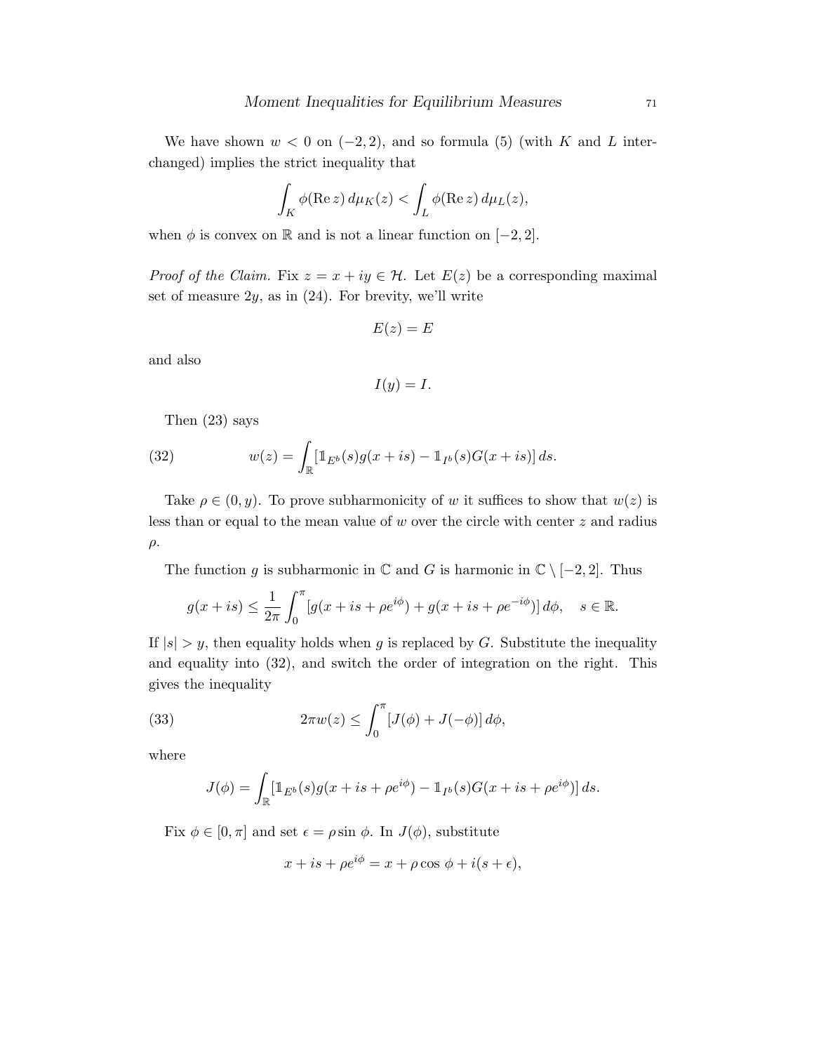We have shown $w < 0$ on $(-2, 2)$, and so formula (5) (with $K$ and $L$ interchanged) implies the strict inequality that

$$\int_K \phi(\operatorname{Re} z)\, d\mu_K(z) < \int_L \phi(\operatorname{Re} z)\, d\mu_L(z),$$

when $\phi$ is convex on $\mathbb{R}$ and is not a linear function on $[-2, 2]$.

*Proof of the Claim.* Fix $z = x + iy \in \mathcal{H}$. Let $E(z)$ be a corresponding maximal set of measure $2y$, as in (24). For brevity, we'll write

$$E(z) = E$$

and also

$$I(y) = I.$$

Then (23) says

$$w(z) = \int_{\mathbb{R}} [\mathbb{1}_{E^b}(s) g(x + is) - \mathbb{1}_{I^b}(s) G(x + is)]\, ds. \tag{32}$$

Take $\rho \in (0, y)$. To prove subharmonicity of $w$ it suffices to show that $w(z)$ is less than or equal to the mean value of $w$ over the circle with center $z$ and radius $\rho$.

The function $g$ is subharmonic in $\mathbb{C}$ and $G$ is harmonic in $\mathbb{C} \setminus [-2, 2]$. Thus

$$g(x + is) \le \frac{1}{2\pi} \int_0^\pi [g(x + is + \rho e^{i\phi}) + g(x + is + \rho e^{-i\phi})]\, d\phi, \quad s \in \mathbb{R}.$$

If $|s| > y$, then equality holds when $g$ is replaced by $G$. Substitute the inequality and equality into (32), and switch the order of integration on the right. This gives the inequality

$$2\pi w(z) \le \int_0^\pi [J(\phi) + J(-\phi)]\, d\phi, \tag{33}$$

where

$$J(\phi) = \int_{\mathbb{R}} [\mathbb{1}_{E^b}(s) g(x + is + \rho e^{i\phi}) - \mathbb{1}_{I^b}(s) G(x + is + \rho e^{i\phi})]\, ds.$$

Fix $\phi \in [0, \pi]$ and set $\epsilon = \rho \sin \phi$. In $J(\phi)$, substitute

$$x + is + \rho e^{i\phi} = x + \rho \cos \phi + i(s + \epsilon),$$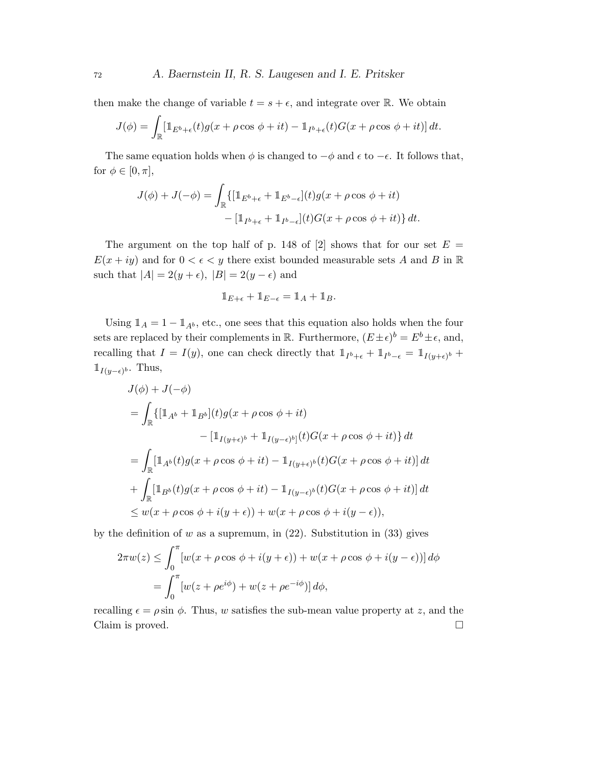then make the change of variable $t = s + \epsilon$, and integrate over $\mathbb{R}$. We obtain

$$J(\phi) = \int_{\mathbb{R}} [\mathbb{1}_{E^b+\epsilon}(t) g(x + \rho \cos \phi + it) - \mathbb{1}_{I^b+\epsilon}(t) G(x + \rho \cos \phi + it)]\, dt.$$

The same equation holds when $\phi$ is changed to $-\phi$ and $\epsilon$ to $-\epsilon$. It follows that, for $\phi \in [0, \pi]$,

$$\begin{aligned} J(\phi) + J(-\phi) = \int_{\mathbb{R}} \{ [\mathbb{1}_{E^b+\epsilon} + \mathbb{1}_{E^b-\epsilon}](t) g(x + \rho \cos \phi + it) \\ - [\mathbb{1}_{I^b+\epsilon} + \mathbb{1}_{I^b-\epsilon}](t) G(x + \rho \cos \phi + it) \}\, dt. \end{aligned}$$

The argument on the top half of p. 148 of [2] shows that for our set $E = E(x + iy)$ and for $0 < \epsilon < y$ there exist bounded measurable sets $A$ and $B$ in $\mathbb{R}$ such that $|A| = 2(y + \epsilon)$, $|B| = 2(y - \epsilon)$ and

$$\mathbb{1}_{E+\epsilon} + \mathbb{1}_{E-\epsilon} = \mathbb{1}_A + \mathbb{1}_B.$$

Using $\mathbb{1}_A = 1 - \mathbb{1}_{A^b}$, etc., one sees that this equation also holds when the four sets are replaced by their complements in $\mathbb{R}$. Furthermore, $(E \pm \epsilon)^b = E^b \pm \epsilon$, and, recalling that $I = I(y)$, one can check directly that $\mathbb{1}_{I^b+\epsilon} + \mathbb{1}_{I^b-\epsilon} = \mathbb{1}_{I(y+\epsilon)^b} + \mathbb{1}_{I(y-\epsilon)^b}$. Thus,

$$\begin{aligned} & J(\phi) + J(-\phi) \\ &= \int_{\mathbb{R}} \{ [\mathbb{1}_{A^b} + \mathbb{1}_{B^b}](t) g(x + \rho \cos \phi + it) \\ &\qquad\qquad - [\mathbb{1}_{I(y+\epsilon)^b} + \mathbb{1}_{I(y-\epsilon)^b}](t) G(x + \rho \cos \phi + it) \}\, dt \\ &= \int_{\mathbb{R}} [\mathbb{1}_{A^b}(t) g(x + \rho \cos \phi + it) - \mathbb{1}_{I(y+\epsilon)^b}(t) G(x + \rho \cos \phi + it)]\, dt \\ &+ \int_{\mathbb{R}} [\mathbb{1}_{B^b}(t) g(x + \rho \cos \phi + it) - \mathbb{1}_{I(y-\epsilon)^b}(t) G(x + \rho \cos \phi + it)]\, dt \\ &\le w(x + \rho \cos \phi + i(y + \epsilon)) + w(x + \rho \cos \phi + i(y - \epsilon)), \end{aligned}$$

by the definition of $w$ as a supremum, in (22). Substitution in (33) gives

$$\begin{aligned} 2\pi w(z) &\le \int_0^\pi [w(x + \rho \cos \phi + i(y + \epsilon)) + w(x + \rho \cos \phi + i(y - \epsilon))]\, d\phi \\ &= \int_0^\pi [w(z + \rho e^{i\phi}) + w(z + \rho e^{-i\phi})]\, d\phi, \end{aligned}$$

recalling $\epsilon = \rho \sin \phi$. Thus, $w$ satisfies the sub-mean value property at $z$, and the Claim is proved. □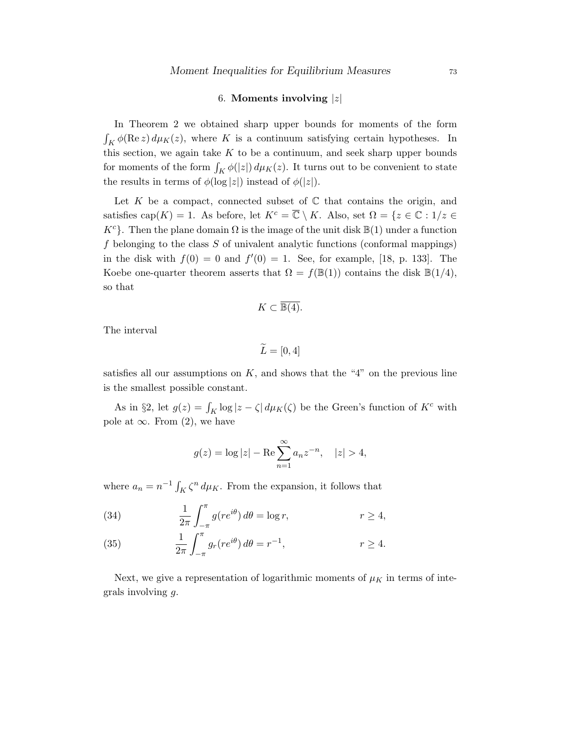## 6. **Moments involving** $|z|$

In Theorem 2 we obtained sharp upper bounds for moments of the form $\int_K \phi(\operatorname{Re} z)\, d\mu_K(z)$, where $K$ is a continuum satisfying certain hypotheses. In this section, we again take $K$ to be a continuum, and seek sharp upper bounds for moments of the form $\int_K \phi(|z|)\, d\mu_K(z)$. It turns out to be convenient to state the results in terms of $\phi(\log |z|)$ instead of $\phi(|z|)$.

Let $K$ be a compact, connected subset of $\mathbb{C}$ that contains the origin, and satisfies $\operatorname{cap}(K) = 1$. As before, let $K^c = \overline{\mathbb{C}} \setminus K$. Also, set $\Omega = \{z \in \mathbb{C} : 1/z \in K^c\}$. Then the plane domain $\Omega$ is the image of the unit disk $\mathbb{B}(1)$ under a function $f$ belonging to the class $S$ of univalent analytic functions (conformal mappings) in the disk with $f(0) = 0$ and $f'(0) = 1$. See, for example, [18, p. 133]. The Koebe one-quarter theorem asserts that $\Omega = f(\mathbb{B}(1))$ contains the disk $\mathbb{B}(1/4)$, so that

$$K \subset \overline{\mathbb{B}(4)}.$$

The interval

$$\widetilde{L} = [0, 4]$$

satisfies all our assumptions on $K$, and shows that the "4" on the previous line is the smallest possible constant.

As in §2, let $g(z) = \int_K \log |z - \zeta|\, d\mu_K(\zeta)$ be the Green's function of $K^c$ with pole at $\infty$. From (2), we have

$$g(z) = \log |z| - \operatorname{Re} \sum_{n=1}^{\infty} a_n z^{-n}, \quad |z| > 4,$$

where $a_n = n^{-1} \int_K \zeta^n\, d\mu_K$. From the expansion, it follows that

$$\frac{1}{2\pi} \int_{-\pi}^{\pi} g(re^{i\theta})\, d\theta = \log r, \qquad r \geq 4, \tag{34}$$

$$\frac{1}{2\pi} \int_{-\pi}^{\pi} g_r(re^{i\theta})\, d\theta = r^{-1}, \qquad r \geq 4. \tag{35}$$

Next, we give a representation of logarithmic moments of $\mu_K$ in terms of integrals involving $g$.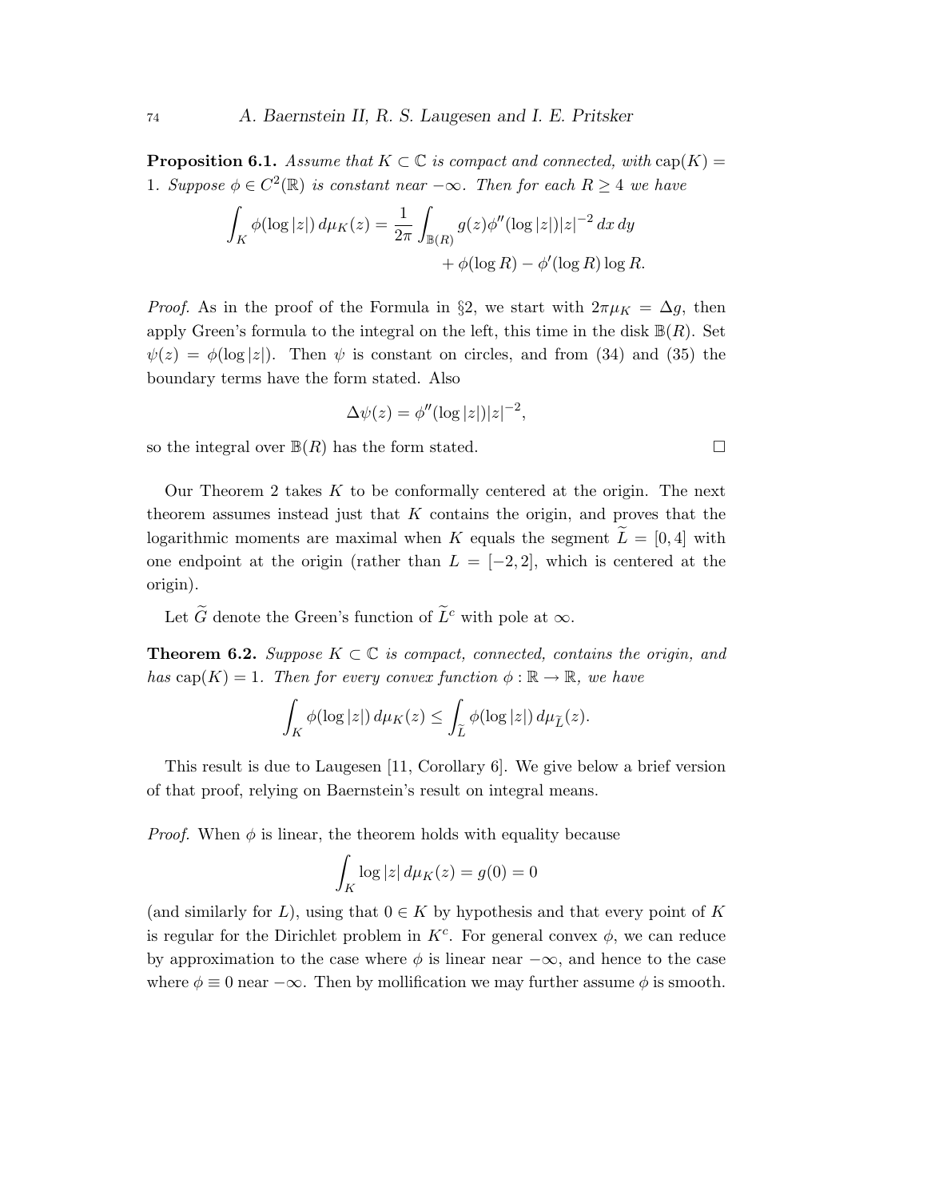**Proposition 6.1.** *Assume that $K \subset \mathbb{C}$ is compact and connected, with* $\operatorname{cap}(K) = 1$*. Suppose $\phi \in C^2(\mathbb{R})$ is constant near $-\infty$. Then for each $R \geq 4$ we have*

$$\int_K \phi(\log|z|)\, d\mu_K(z) = \frac{1}{2\pi} \int_{\mathbb{B}(R)} g(z)\phi''(\log|z|)|z|^{-2}\, dx\, dy + \phi(\log R) - \phi'(\log R)\log R.$$

*Proof.* As in the proof of the Formula in §2, we start with $2\pi\mu_K = \Delta g$, then apply Green's formula to the integral on the left, this time in the disk $\mathbb{B}(R)$. Set $\psi(z) = \phi(\log|z|)$. Then $\psi$ is constant on circles, and from (34) and (35) the boundary terms have the form stated. Also

$$\Delta\psi(z) = \phi''(\log|z|)|z|^{-2},$$

so the integral over $\mathbb{B}(R)$ has the form stated. □

Our Theorem 2 takes $K$ to be conformally centered at the origin. The next theorem assumes instead just that $K$ contains the origin, and proves that the logarithmic moments are maximal when $K$ equals the segment $\widetilde{L} = [0,4]$ with one endpoint at the origin (rather than $L = [-2,2]$, which is centered at the origin).

Let $\widetilde{G}$ denote the Green's function of $\widetilde{L}^c$ with pole at $\infty$.

**Theorem 6.2.** *Suppose $K \subset \mathbb{C}$ is compact, connected, contains the origin, and has* $\operatorname{cap}(K) = 1$*. Then for every convex function $\phi : \mathbb{R} \to \mathbb{R}$, we have*

$$\int_K \phi(\log|z|)\, d\mu_K(z) \leq \int_{\widetilde{L}} \phi(\log|z|)\, d\mu_{\widetilde{L}}(z).$$

This result is due to Laugesen [11, Corollary 6]. We give below a brief version of that proof, relying on Baernstein's result on integral means.

*Proof.* When $\phi$ is linear, the theorem holds with equality because

$$\int_K \log|z|\, d\mu_K(z) = g(0) = 0$$

(and similarly for $L$), using that $0 \in K$ by hypothesis and that every point of $K$ is regular for the Dirichlet problem in $K^c$. For general convex $\phi$, we can reduce by approximation to the case where $\phi$ is linear near $-\infty$, and hence to the case where $\phi \equiv 0$ near $-\infty$. Then by mollification we may further assume $\phi$ is smooth.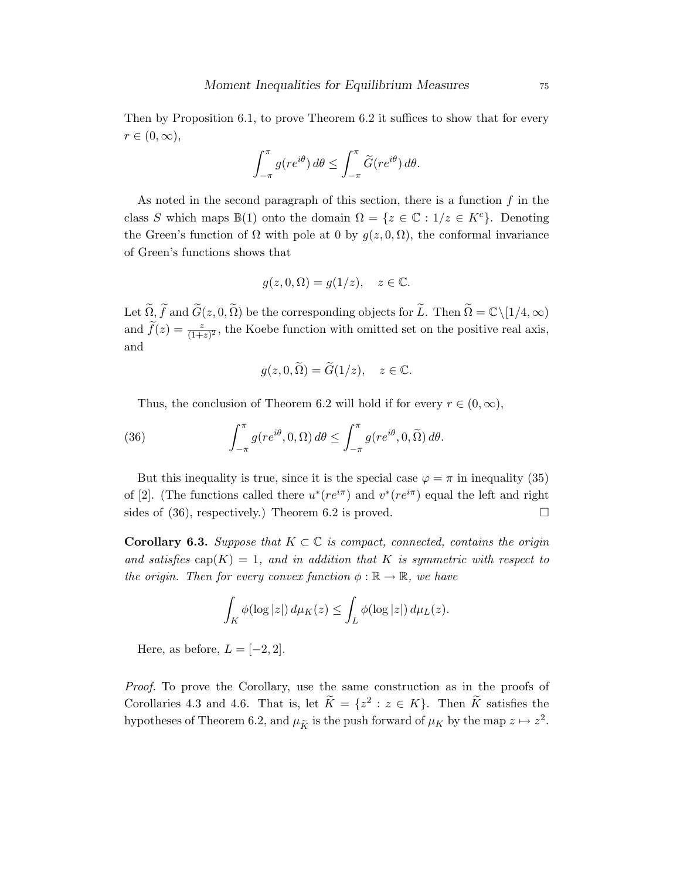Then by Proposition 6.1, to prove Theorem 6.2 it suffices to show that for every $r \in (0, \infty)$,

$$\int_{-\pi}^{\pi} g(re^{i\theta})\, d\theta \le \int_{-\pi}^{\pi} \widetilde{G}(re^{i\theta})\, d\theta.$$

As noted in the second paragraph of this section, there is a function $f$ in the class $S$ which maps $\mathbb{B}(1)$ onto the domain $\Omega = \{z \in \mathbb{C} : 1/z \in K^c\}$. Denoting the Green's function of $\Omega$ with pole at 0 by $g(z, 0, \Omega)$, the conformal invariance of Green's functions shows that

$$g(z, 0, \Omega) = g(1/z), \quad z \in \mathbb{C}.$$

Let $\widetilde{\Omega}$, $\widetilde{f}$ and $\widetilde{G}(z, 0, \widetilde{\Omega})$ be the corresponding objects for $\widetilde{L}$. Then $\widetilde{\Omega} = \mathbb{C}\backslash[1/4, \infty)$ and $\widetilde{f}(z) = \frac{z}{(1+z)^2}$, the Koebe function with omitted set on the positive real axis, and

$$g(z, 0, \widetilde{\Omega}) = \widetilde{G}(1/z), \quad z \in \mathbb{C}.$$

Thus, the conclusion of Theorem 6.2 will hold if for every $r \in (0, \infty)$,

$$\int_{-\pi}^{\pi} g(re^{i\theta}, 0, \Omega)\, d\theta \le \int_{-\pi}^{\pi} g(re^{i\theta}, 0, \widetilde{\Omega})\, d\theta. \tag{36}$$

But this inequality is true, since it is the special case $\varphi = \pi$ in inequality (35) of [2]. (The functions called there $u^*(re^{i\pi})$ and $v^*(re^{i\pi})$ equal the left and right sides of (36), respectively.) Theorem 6.2 is proved. $\square$

**Corollary 6.3.** *Suppose that $K \subset \mathbb{C}$ is compact, connected, contains the origin and satisfies $\operatorname{cap}(K) = 1$, and in addition that $K$ is symmetric with respect to the origin. Then for every convex function $\phi : \mathbb{R} \to \mathbb{R}$, we have*

$$\int_K \phi(\log|z|)\, d\mu_K(z) \le \int_L \phi(\log|z|)\, d\mu_L(z).$$

Here, as before, $L = [-2, 2]$.

*Proof.* To prove the Corollary, use the same construction as in the proofs of Corollaries 4.3 and 4.6. That is, let $\widetilde{K} = \{z^2 : z \in K\}$. Then $\widetilde{K}$ satisfies the hypotheses of Theorem 6.2, and $\mu_{\widetilde{K}}$ is the push forward of $\mu_K$ by the map $z \mapsto z^2$.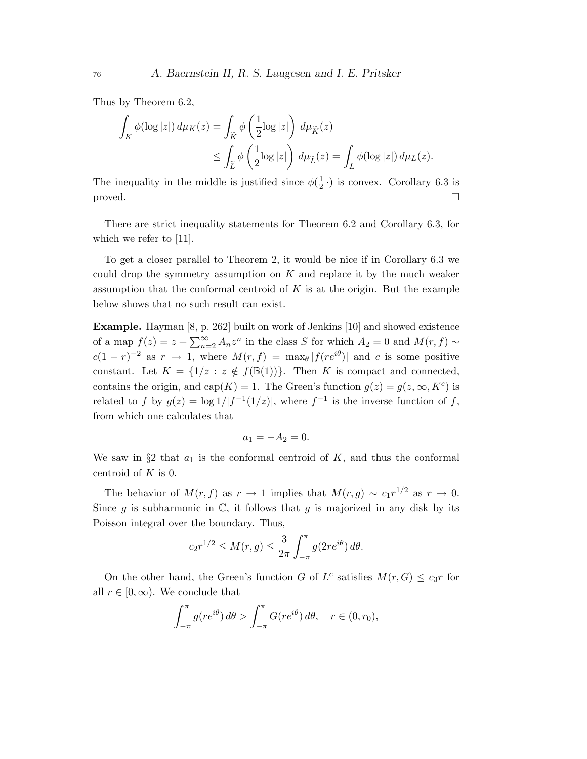Thus by Theorem 6.2,

$$\int_K \phi(\log|z|)\, d\mu_K(z) = \int_{\widetilde{K}} \phi\left(\frac{1}{2}\log|z|\right)\, d\mu_{\widetilde{K}}(z)$$
$$\leq \int_{\widetilde{L}} \phi\left(\frac{1}{2}\log|z|\right)\, d\mu_{\widetilde{L}}(z) = \int_L \phi(\log|z|)\, d\mu_L(z).$$

The inequality in the middle is justified since $\phi(\frac{1}{2}\,\cdot)$ is convex. Corollary 6.3 is proved. □

There are strict inequality statements for Theorem 6.2 and Corollary 6.3, for which we refer to [11].

To get a closer parallel to Theorem 2, it would be nice if in Corollary 6.3 we could drop the symmetry assumption on $K$ and replace it by the much weaker assumption that the conformal centroid of $K$ is at the origin. But the example below shows that no such result can exist.

**Example.** Hayman [8, p. 262] built on work of Jenkins [10] and showed existence of a map $f(z) = z + \sum_{n=2}^{\infty} A_n z^n$ in the class $S$ for which $A_2 = 0$ and $M(r,f) \sim c(1-r)^{-2}$ as $r \to 1$, where $M(r,f) = \max_\theta |f(re^{i\theta})|$ and $c$ is some positive constant. Let $K = \{1/z : z \notin f(\mathbb{B}(1))\}$. Then $K$ is compact and connected, contains the origin, and $\operatorname{cap}(K) = 1$. The Green's function $g(z) = g(z, \infty, K^c)$ is related to $f$ by $g(z) = \log 1/|f^{-1}(1/z)|$, where $f^{-1}$ is the inverse function of $f$, from which one calculates that

$$a_1 = -A_2 = 0.$$

We saw in §2 that $a_1$ is the conformal centroid of $K$, and thus the conformal centroid of $K$ is 0.

The behavior of $M(r,f)$ as $r \to 1$ implies that $M(r,g) \sim c_1 r^{1/2}$ as $r \to 0$. Since $g$ is subharmonic in $\mathbb{C}$, it follows that $g$ is majorized in any disk by its Poisson integral over the boundary. Thus,

$$c_2 r^{1/2} \leq M(r,g) \leq \frac{3}{2\pi} \int_{-\pi}^{\pi} g(2re^{i\theta})\, d\theta.$$

On the other hand, the Green's function $G$ of $L^c$ satisfies $M(r,G) \leq c_3 r$ for all $r \in [0,\infty)$. We conclude that

$$\int_{-\pi}^{\pi} g(re^{i\theta})\, d\theta > \int_{-\pi}^{\pi} G(re^{i\theta})\, d\theta, \quad r \in (0, r_0),$$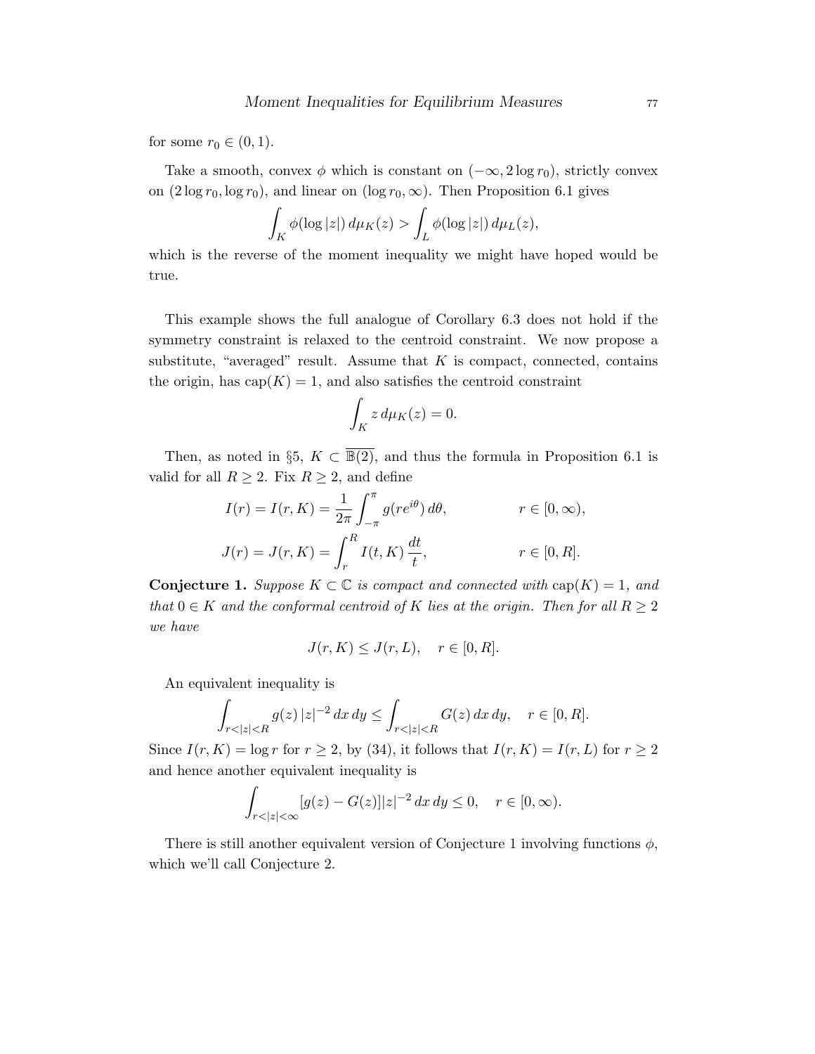for some $r_0 \in (0,1)$.

Take a smooth, convex $\phi$ which is constant on $(-\infty, 2\log r_0)$, strictly convex on $(2\log r_0, \log r_0)$, and linear on $(\log r_0, \infty)$. Then Proposition 6.1 gives

$$\int_K \phi(\log|z|)\, d\mu_K(z) > \int_L \phi(\log|z|)\, d\mu_L(z),$$

which is the reverse of the moment inequality we might have hoped would be true.

This example shows the full analogue of Corollary 6.3 does not hold if the symmetry constraint is relaxed to the centroid constraint. We now propose a substitute, "averaged" result. Assume that $K$ is compact, connected, contains the origin, has $\operatorname{cap}(K) = 1$, and also satisfies the centroid constraint

$$\int_K z\, d\mu_K(z) = 0.$$

Then, as noted in §5, $K \subset \overline{\mathbb{B}(2)}$, and thus the formula in Proposition 6.1 is valid for all $R \geq 2$. Fix $R \geq 2$, and define

$$I(r) = I(r,K) = \frac{1}{2\pi}\int_{-\pi}^{\pi} g(re^{i\theta})\, d\theta, \qquad r \in [0,\infty),$$

$$J(r) = J(r,K) = \int_r^R I(t,K)\, \frac{dt}{t}, \qquad r \in [0,R].$$

**Conjecture 1.** *Suppose $K \subset \mathbb{C}$ is compact and connected with $\operatorname{cap}(K) = 1$, and that $0 \in K$ and the conformal centroid of $K$ lies at the origin. Then for all $R \geq 2$ we have*

$$J(r,K) \leq J(r,L), \quad r \in [0,R].$$

An equivalent inequality is

$$\int_{r<|z|<R} g(z)\, |z|^{-2}\, dx\, dy \leq \int_{r<|z|<R} G(z)\, dx\, dy, \quad r \in [0,R].$$

Since $I(r,K) = \log r$ for $r \geq 2$, by (34), it follows that $I(r,K) = I(r,L)$ for $r \geq 2$ and hence another equivalent inequality is

$$\int_{r<|z|<\infty} [g(z) - G(z)]|z|^{-2}\, dx\, dy \leq 0, \quad r \in [0,\infty).$$

There is still another equivalent version of Conjecture 1 involving functions $\phi$, which we'll call Conjecture 2.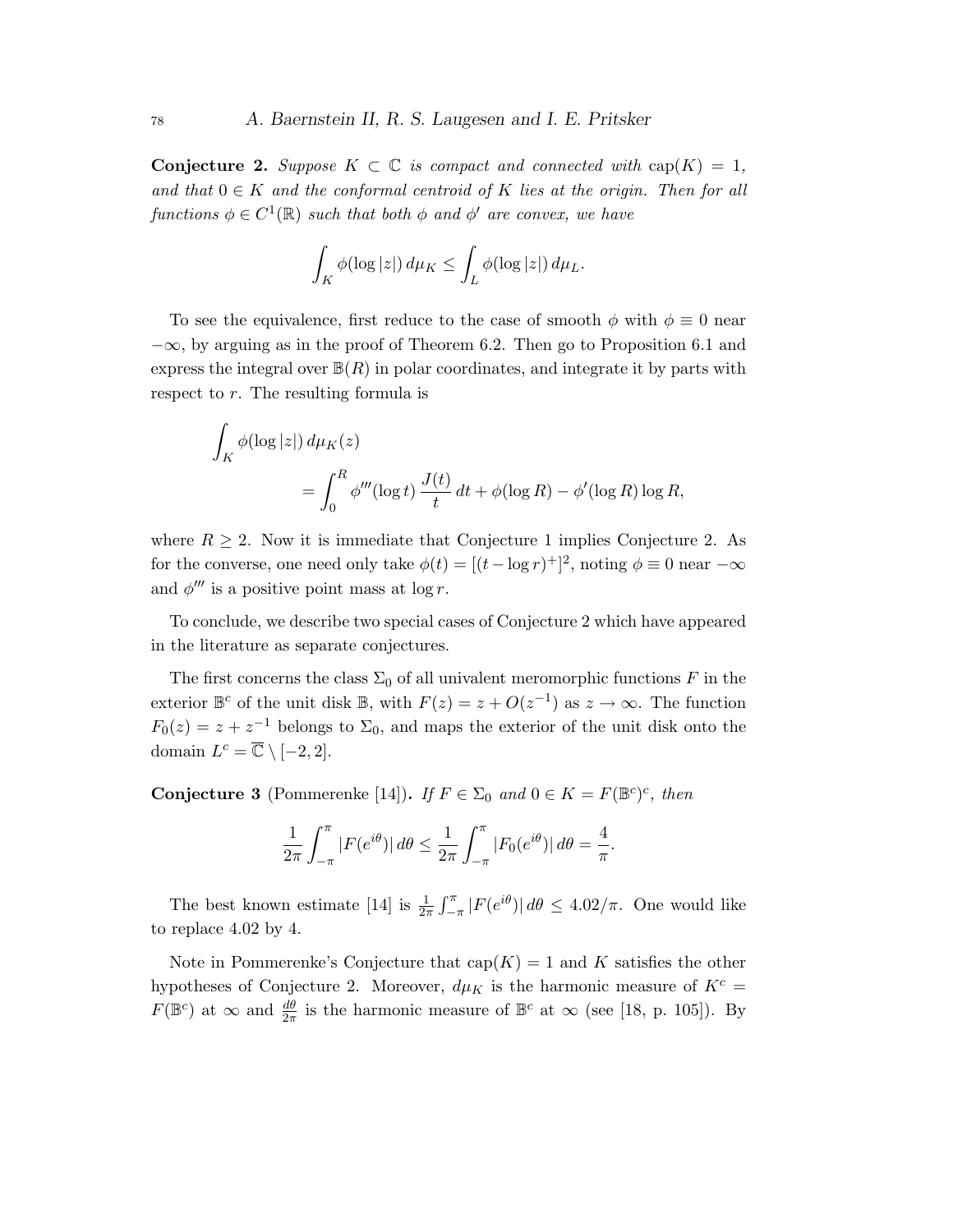**Conjecture 2.** *Suppose $K \subset \mathbb{C}$ is compact and connected with $\operatorname{cap}(K) = 1$, and that $0 \in K$ and the conformal centroid of $K$ lies at the origin. Then for all functions $\phi \in C^1(\mathbb{R})$ such that both $\phi$ and $\phi'$ are convex, we have*

$$\int_K \phi(\log |z|)\, d\mu_K \leq \int_L \phi(\log |z|)\, d\mu_L.$$

To see the equivalence, first reduce to the case of smooth $\phi$ with $\phi \equiv 0$ near $-\infty$, by arguing as in the proof of Theorem 6.2. Then go to Proposition 6.1 and express the integral over $\mathbb{B}(R)$ in polar coordinates, and integrate it by parts with respect to $r$. The resulting formula is

$$\int_K \phi(\log |z|)\, d\mu_K(z) = \int_0^R \phi'''(\log t)\, \frac{J(t)}{t}\, dt + \phi(\log R) - \phi'(\log R) \log R,$$

where $R \geq 2$. Now it is immediate that Conjecture 1 implies Conjecture 2. As for the converse, one need only take $\phi(t) = [(t - \log r)^+]^2$, noting $\phi \equiv 0$ near $-\infty$ and $\phi'''$ is a positive point mass at $\log r$.

To conclude, we describe two special cases of Conjecture 2 which have appeared in the literature as separate conjectures.

The first concerns the class $\Sigma_0$ of all univalent meromorphic functions $F$ in the exterior $\mathbb{B}^c$ of the unit disk $\mathbb{B}$, with $F(z) = z + O(z^{-1})$ as $z \to \infty$. The function $F_0(z) = z + z^{-1}$ belongs to $\Sigma_0$, and maps the exterior of the unit disk onto the domain $L^c = \overline{\mathbb{C}} \setminus [-2, 2]$.

**Conjecture 3** (Pommerenke [14])**.** *If $F \in \Sigma_0$ and $0 \in K = F(\mathbb{B}^c)^c$, then*

$$\frac{1}{2\pi} \int_{-\pi}^{\pi} |F(e^{i\theta})|\, d\theta \leq \frac{1}{2\pi} \int_{-\pi}^{\pi} |F_0(e^{i\theta})|\, d\theta = \frac{4}{\pi}.$$

The best known estimate [14] is $\frac{1}{2\pi} \int_{-\pi}^{\pi} |F(e^{i\theta})|\, d\theta \leq 4.02/\pi$. One would like to replace 4.02 by 4.

Note in Pommerenke's Conjecture that $\operatorname{cap}(K) = 1$ and $K$ satisfies the other hypotheses of Conjecture 2. Moreover, $d\mu_K$ is the harmonic measure of $K^c = F(\mathbb{B}^c)$ at $\infty$ and $\frac{d\theta}{2\pi}$ is the harmonic measure of $\mathbb{B}^c$ at $\infty$ (see [18, p. 105]). By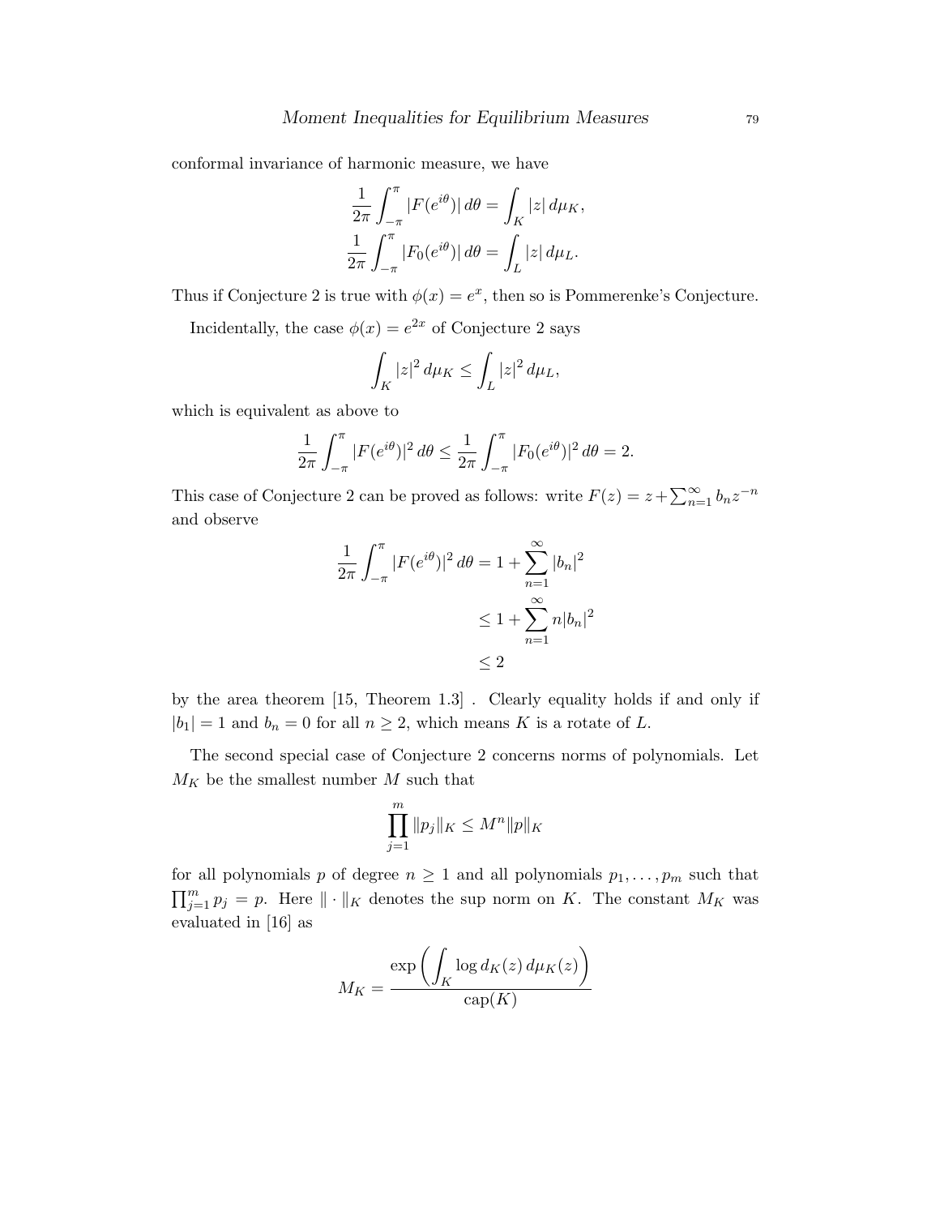conformal invariance of harmonic measure, we have

$$\frac{1}{2\pi}\int_{-\pi}^{\pi} |F(e^{i\theta})|\, d\theta = \int_K |z|\, d\mu_K,$$
$$\frac{1}{2\pi}\int_{-\pi}^{\pi} |F_0(e^{i\theta})|\, d\theta = \int_L |z|\, d\mu_L.$$

Thus if Conjecture 2 is true with $\phi(x) = e^x$, then so is Pommerenke's Conjecture.

Incidentally, the case $\phi(x) = e^{2x}$ of Conjecture 2 says

$$\int_K |z|^2\, d\mu_K \le \int_L |z|^2\, d\mu_L,$$

which is equivalent as above to

$$\frac{1}{2\pi}\int_{-\pi}^{\pi} |F(e^{i\theta})|^2\, d\theta \le \frac{1}{2\pi}\int_{-\pi}^{\pi} |F_0(e^{i\theta})|^2\, d\theta = 2.$$

This case of Conjecture 2 can be proved as follows: write $F(z) = z + \sum_{n=1}^{\infty} b_n z^{-n}$ and observe

$$\begin{aligned}
\frac{1}{2\pi}\int_{-\pi}^{\pi} |F(e^{i\theta})|^2\, d\theta &= 1 + \sum_{n=1}^{\infty} |b_n|^2 \\
&\le 1 + \sum_{n=1}^{\infty} n|b_n|^2 \\
&\le 2
\end{aligned}$$

by the area theorem [15, Theorem 1.3] . Clearly equality holds if and only if $|b_1| = 1$ and $b_n = 0$ for all $n \ge 2$, which means $K$ is a rotate of $L$.

The second special case of Conjecture 2 concerns norms of polynomials. Let $M_K$ be the smallest number $M$ such that

$$\prod_{j=1}^{m} \|p_j\|_K \le M^n \|p\|_K$$

for all polynomials $p$ of degree $n \ge 1$ and all polynomials $p_1, \ldots, p_m$ such that $\prod_{j=1}^{m} p_j = p$. Here $\|\cdot\|_K$ denotes the sup norm on $K$. The constant $M_K$ was evaluated in [16] as

$$M_K = \frac{\exp\left(\displaystyle\int_K \log d_K(z)\, d\mu_K(z)\right)}{\operatorname{cap}(K)}$$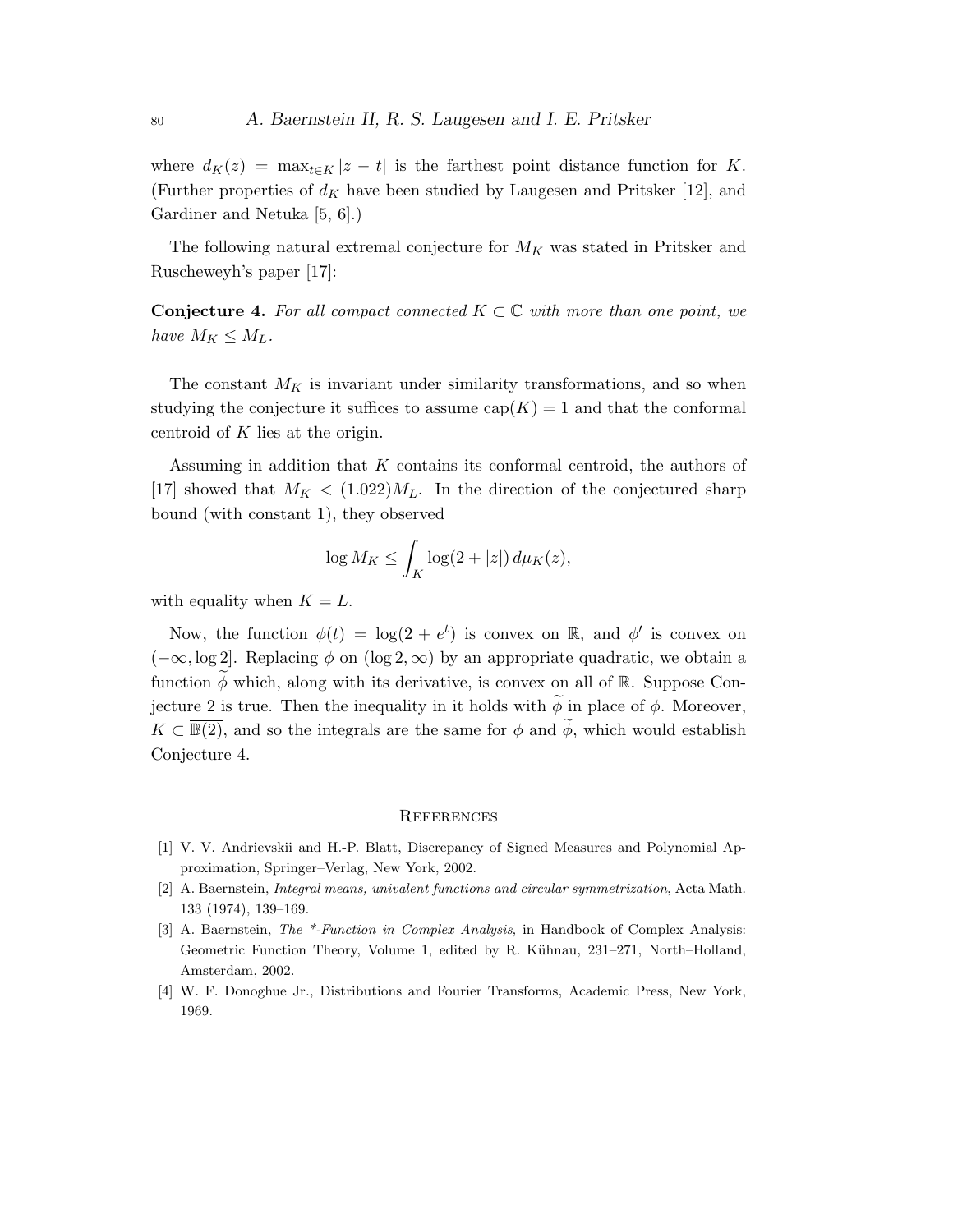where $d_K(z) = \max_{t \in K} |z - t|$ is the farthest point distance function for $K$. (Further properties of $d_K$ have been studied by Laugesen and Pritsker [12], and Gardiner and Netuka [5, 6].)

The following natural extremal conjecture for $M_K$ was stated in Pritsker and Ruscheweyh's paper [17]:

**Conjecture 4.** *For all compact connected $K \subset \mathbb{C}$ with more than one point, we have $M_K \leq M_L$.*

The constant $M_K$ is invariant under similarity transformations, and so when studying the conjecture it suffices to assume $\operatorname{cap}(K) = 1$ and that the conformal centroid of $K$ lies at the origin.

Assuming in addition that $K$ contains its conformal centroid, the authors of [17] showed that $M_K < (1.022)M_L$. In the direction of the conjectured sharp bound (with constant 1), they observed

$$\log M_K \leq \int_K \log(2 + |z|)\, d\mu_K(z),$$

with equality when $K = L$.

Now, the function $\phi(t) = \log(2 + e^t)$ is convex on $\mathbb{R}$, and $\phi'$ is convex on $(-\infty, \log 2]$. Replacing $\phi$ on $(\log 2, \infty)$ by an appropriate quadratic, we obtain a function $\widetilde{\phi}$ which, along with its derivative, is convex on all of $\mathbb{R}$. Suppose Conjecture 2 is true. Then the inequality in it holds with $\widetilde{\phi}$ in place of $\phi$. Moreover, $K \subset \overline{\mathbb{B}(2)}$, and so the integrals are the same for $\phi$ and $\widetilde{\phi}$, which would establish Conjecture 4.

## References

[1] V. V. Andrievskii and H.-P. Blatt, Discrepancy of Signed Measures and Polynomial Approximation, Springer–Verlag, New York, 2002.

[2] A. Baernstein, *Integral means, univalent functions and circular symmetrization*, Acta Math. 133 (1974), 139–169.

[3] A. Baernstein, *The *-Function in Complex Analysis*, in Handbook of Complex Analysis: Geometric Function Theory, Volume 1, edited by R. Kühnau, 231–271, North–Holland, Amsterdam, 2002.

[4] W. F. Donoghue Jr., Distributions and Fourier Transforms, Academic Press, New York, 1969.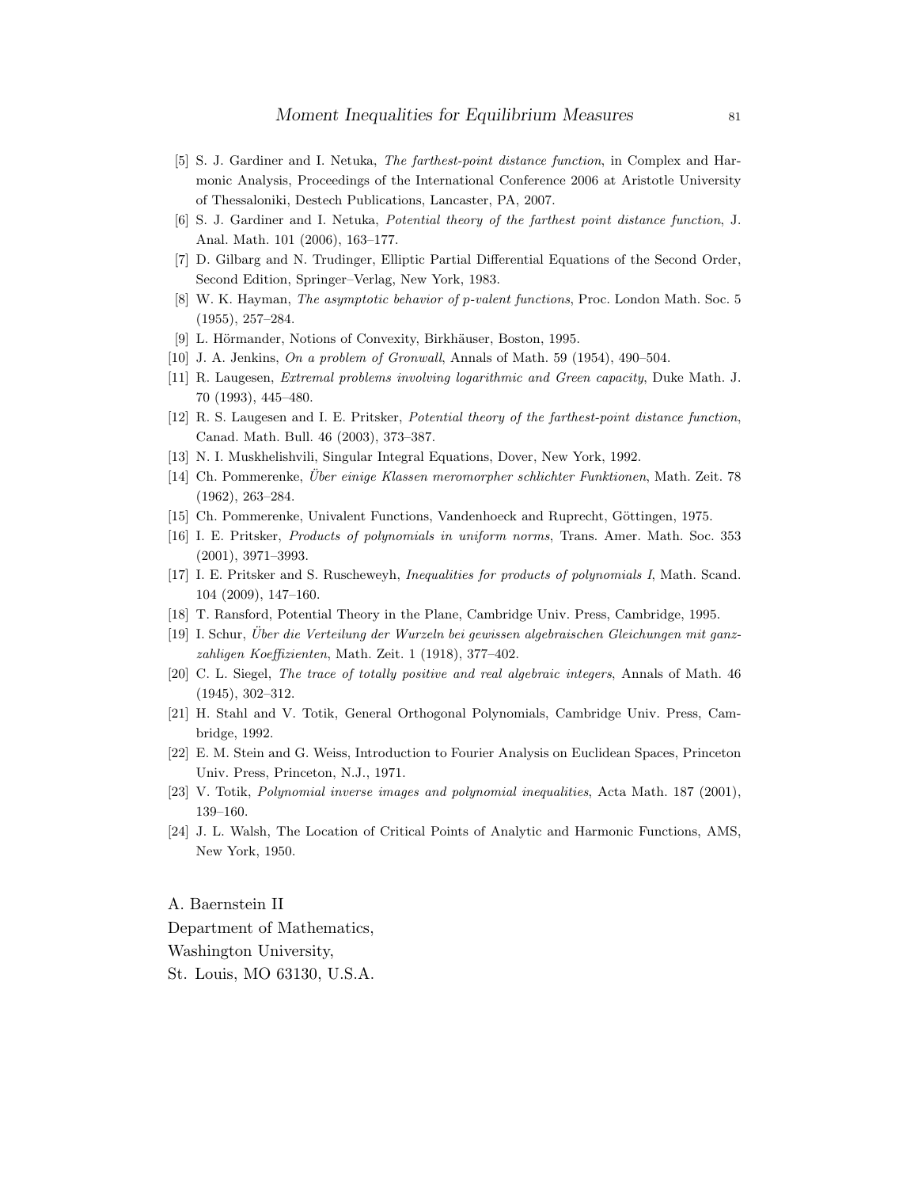[5] S. J. Gardiner and I. Netuka, *The farthest-point distance function*, in Complex and Harmonic Analysis, Proceedings of the International Conference 2006 at Aristotle University of Thessaloniki, Destech Publications, Lancaster, PA, 2007.

[6] S. J. Gardiner and I. Netuka, *Potential theory of the farthest point distance function*, J. Anal. Math. 101 (2006), 163–177.

[7] D. Gilbarg and N. Trudinger, Elliptic Partial Differential Equations of the Second Order, Second Edition, Springer–Verlag, New York, 1983.

[8] W. K. Hayman, *The asymptotic behavior of p-valent functions*, Proc. London Math. Soc. 5 (1955), 257–284.

[9] L. Hörmander, Notions of Convexity, Birkhäuser, Boston, 1995.

[10] J. A. Jenkins, *On a problem of Gronwall*, Annals of Math. 59 (1954), 490–504.

[11] R. Laugesen, *Extremal problems involving logarithmic and Green capacity*, Duke Math. J. 70 (1993), 445–480.

[12] R. S. Laugesen and I. E. Pritsker, *Potential theory of the farthest-point distance function*, Canad. Math. Bull. 46 (2003), 373–387.

[13] N. I. Muskhelishvili, Singular Integral Equations, Dover, New York, 1992.

[14] Ch. Pommerenke, *Über einige Klassen meromorpher schlichter Funktionen*, Math. Zeit. 78 (1962), 263–284.

[15] Ch. Pommerenke, Univalent Functions, Vandenhoeck and Ruprecht, Göttingen, 1975.

[16] I. E. Pritsker, *Products of polynomials in uniform norms*, Trans. Amer. Math. Soc. 353 (2001), 3971–3993.

[17] I. E. Pritsker and S. Ruscheweyh, *Inequalities for products of polynomials I*, Math. Scand. 104 (2009), 147–160.

[18] T. Ransford, Potential Theory in the Plane, Cambridge Univ. Press, Cambridge, 1995.

[19] I. Schur, *Über die Verteilung der Wurzeln bei gewissen algebraischen Gleichungen mit ganzzahligen Koeffizienten*, Math. Zeit. 1 (1918), 377–402.

[20] C. L. Siegel, *The trace of totally positive and real algebraic integers*, Annals of Math. 46 (1945), 302–312.

[21] H. Stahl and V. Totik, General Orthogonal Polynomials, Cambridge Univ. Press, Cambridge, 1992.

[22] E. M. Stein and G. Weiss, Introduction to Fourier Analysis on Euclidean Spaces, Princeton Univ. Press, Princeton, N.J., 1971.

[23] V. Totik, *Polynomial inverse images and polynomial inequalities*, Acta Math. 187 (2001), 139–160.

[24] J. L. Walsh, The Location of Critical Points of Analytic and Harmonic Functions, AMS, New York, 1950.

A. Baernstein II
Department of Mathematics,
Washington University,
St. Louis, MO 63130, U.S.A.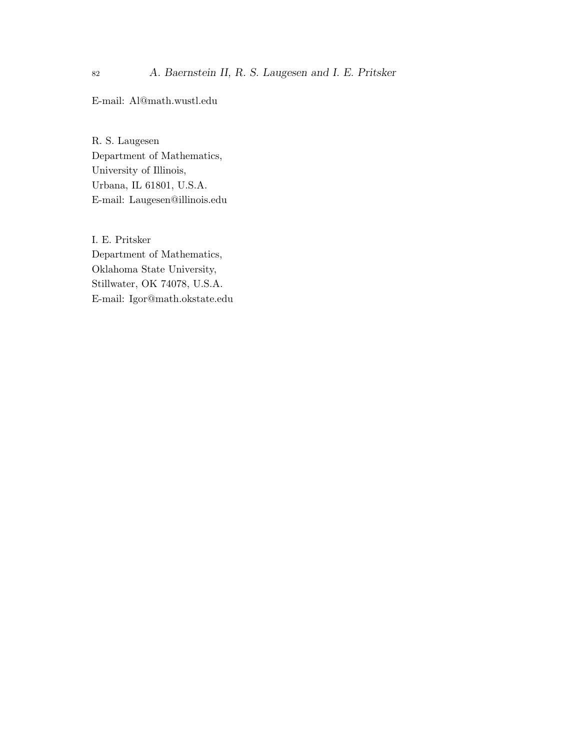E-mail: Al@math.wustl.edu

R. S. Laugesen
Department of Mathematics,
University of Illinois,
Urbana, IL 61801, U.S.A.
E-mail: Laugesen@illinois.edu

I. E. Pritsker
Department of Mathematics,
Oklahoma State University,
Stillwater, OK 74078, U.S.A.
E-mail: Igor@math.okstate.edu